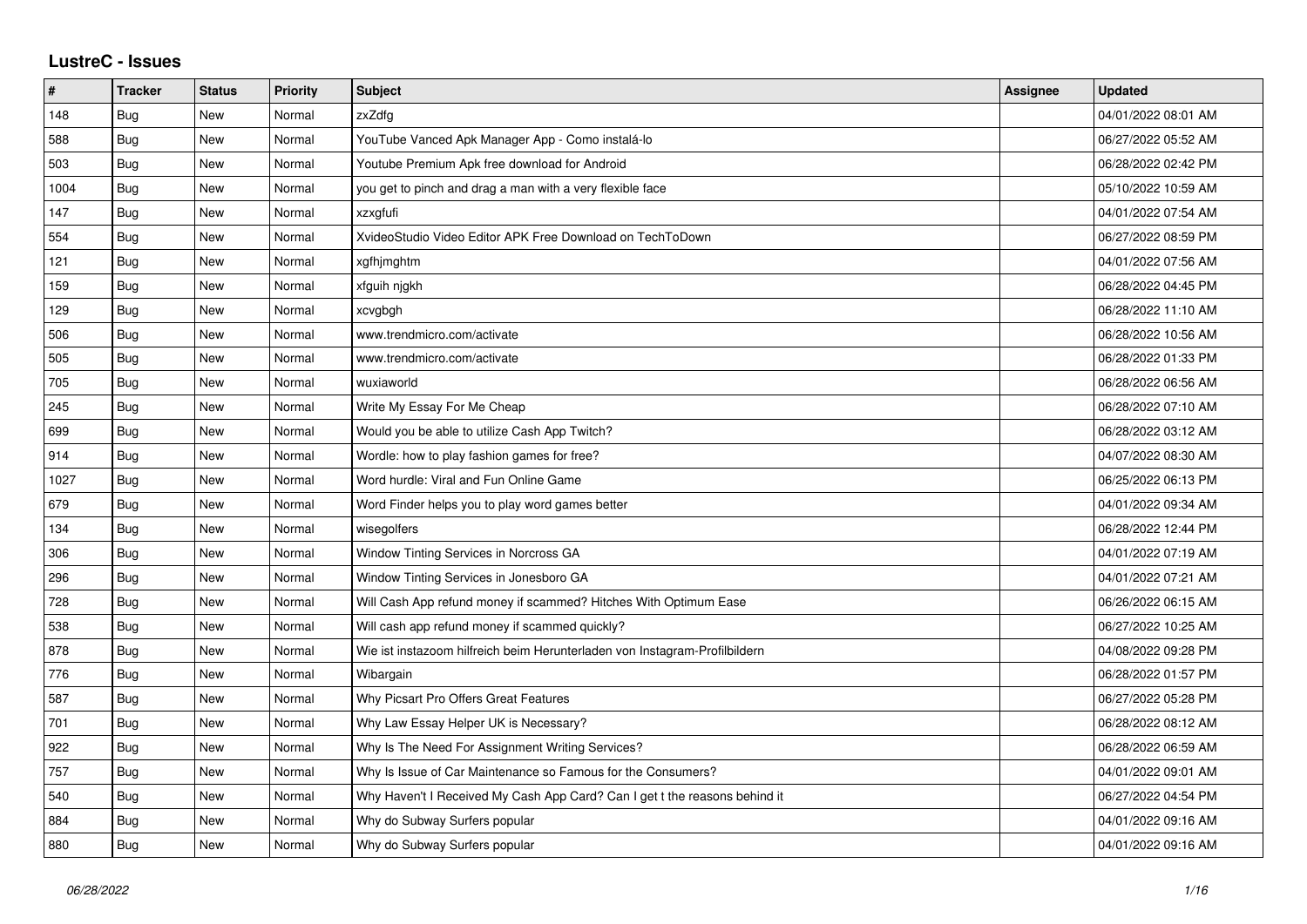## LustreC - Issues

| # | Tracker | Status | Priority | Subject | Assignee | Updated |
|---|---|---|---|---|---|---|
| 148 | Bug | New | Normal | zxZdfg | | 04/01/2022 08:01 AM |
| 588 | Bug | New | Normal | YouTube Vanced Apk Manager App - Como instalá-lo | | 06/27/2022 05:52 AM |
| 503 | Bug | New | Normal | Youtube Premium Apk free download for Android | | 06/28/2022 02:42 PM |
| 1004 | Bug | New | Normal | you get to pinch and drag a man with a very flexible face | | 05/10/2022 10:59 AM |
| 147 | Bug | New | Normal | xzxgfufi | | 04/01/2022 07:54 AM |
| 554 | Bug | New | Normal | XvideoStudio Video Editor APK Free Download on TechToDown | | 06/27/2022 08:59 PM |
| 121 | Bug | New | Normal | xgfhjmghtm | | 04/01/2022 07:56 AM |
| 159 | Bug | New | Normal | xfguih njgkh | | 06/28/2022 04:45 PM |
| 129 | Bug | New | Normal | xcvgbgh | | 06/28/2022 11:10 AM |
| 506 | Bug | New | Normal | www.trendmicro.com/activate | | 06/28/2022 10:56 AM |
| 505 | Bug | New | Normal | www.trendmicro.com/activate | | 06/28/2022 01:33 PM |
| 705 | Bug | New | Normal | wuxiaworld | | 06/28/2022 06:56 AM |
| 245 | Bug | New | Normal | Write My Essay For Me Cheap | | 06/28/2022 07:10 AM |
| 699 | Bug | New | Normal | Would you be able to utilize Cash App Twitch? | | 06/28/2022 03:12 AM |
| 914 | Bug | New | Normal | Wordle: how to play fashion games for free? | | 04/07/2022 08:30 AM |
| 1027 | Bug | New | Normal | Word hurdle: Viral and Fun Online Game | | 06/25/2022 06:13 PM |
| 679 | Bug | New | Normal | Word Finder helps you to play word games better | | 04/01/2022 09:34 AM |
| 134 | Bug | New | Normal | wisegolfers | | 06/28/2022 12:44 PM |
| 306 | Bug | New | Normal | Window Tinting Services in Norcross GA | | 04/01/2022 07:19 AM |
| 296 | Bug | New | Normal | Window Tinting Services in Jonesboro GA | | 04/01/2022 07:21 AM |
| 728 | Bug | New | Normal | Will Cash App refund money if scammed? Hitches With Optimum Ease | | 06/26/2022 06:15 AM |
| 538 | Bug | New | Normal | Will cash app refund money if scammed quickly? | | 06/27/2022 10:25 AM |
| 878 | Bug | New | Normal | Wie ist instazoom hilfreich beim Herunterladen von Instagram-Profilbildern | | 04/08/2022 09:28 PM |
| 776 | Bug | New | Normal | Wibargain | | 06/28/2022 01:57 PM |
| 587 | Bug | New | Normal | Why Picsart Pro Offers Great Features | | 06/27/2022 05:28 PM |
| 701 | Bug | New | Normal | Why Law Essay Helper UK is Necessary? | | 06/28/2022 08:12 AM |
| 922 | Bug | New | Normal | Why Is The Need For Assignment Writing Services? | | 06/28/2022 06:59 AM |
| 757 | Bug | New | Normal | Why Is Issue of Car Maintenance so Famous for the Consumers? | | 04/01/2022 09:01 AM |
| 540 | Bug | New | Normal | Why Haven't I Received My Cash App Card? Can I get t the reasons behind it | | 06/27/2022 04:54 PM |
| 884 | Bug | New | Normal | Why do Subway Surfers popular | | 04/01/2022 09:16 AM |
| 880 | Bug | New | Normal | Why do Subway Surfers popular | | 04/01/2022 09:16 AM |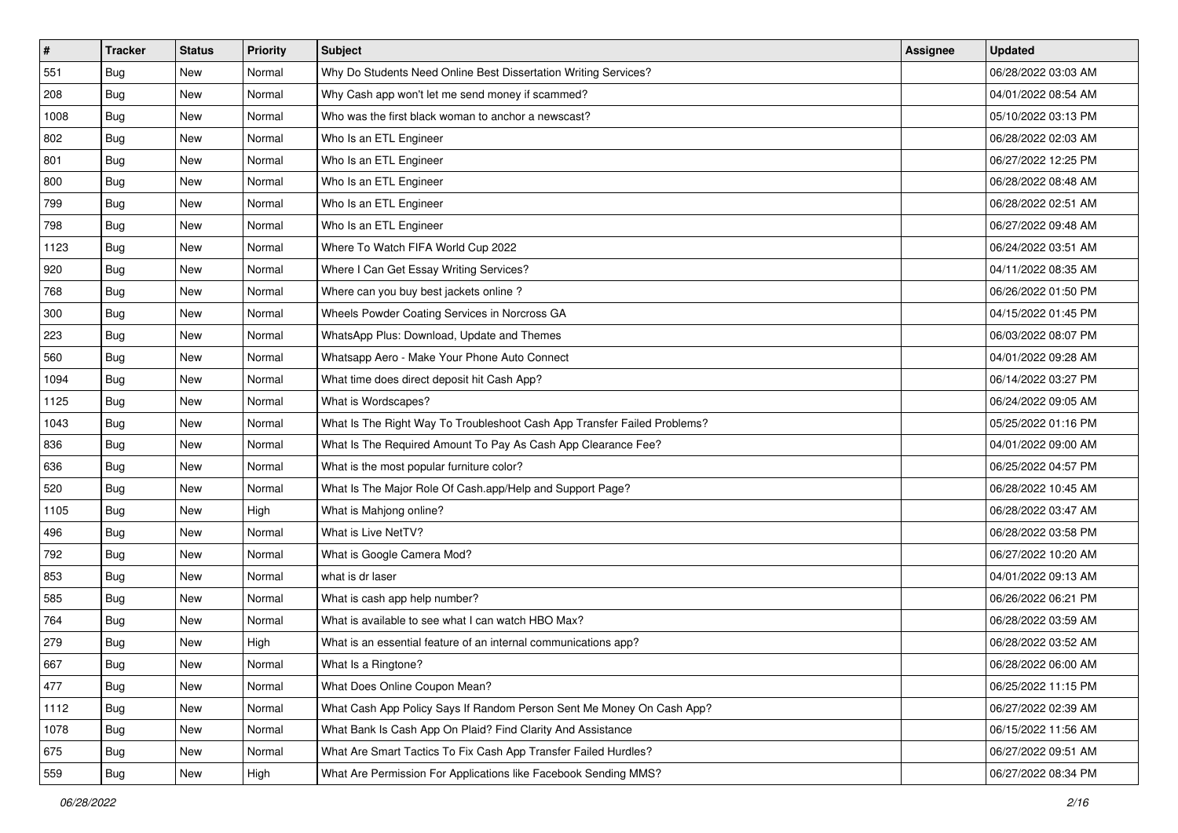| # | Tracker | Status | Priority | Subject | Assignee | Updated |
|---|---|---|---|---|---|---|
| 551 | Bug | New | Normal | Why Do Students Need Online Best Dissertation Writing Services? | | 06/28/2022 03:03 AM |
| 208 | Bug | New | Normal | Why Cash app won't let me send money if scammed? | | 04/01/2022 08:54 AM |
| 1008 | Bug | New | Normal | Who was the first black woman to anchor a newscast? | | 05/10/2022 03:13 PM |
| 802 | Bug | New | Normal | Who Is an ETL Engineer | | 06/28/2022 02:03 AM |
| 801 | Bug | New | Normal | Who Is an ETL Engineer | | 06/27/2022 12:25 PM |
| 800 | Bug | New | Normal | Who Is an ETL Engineer | | 06/28/2022 08:48 AM |
| 799 | Bug | New | Normal | Who Is an ETL Engineer | | 06/28/2022 02:51 AM |
| 798 | Bug | New | Normal | Who Is an ETL Engineer | | 06/27/2022 09:48 AM |
| 1123 | Bug | New | Normal | Where To Watch FIFA World Cup 2022 | | 06/24/2022 03:51 AM |
| 920 | Bug | New | Normal | Where I Can Get Essay Writing Services? | | 04/11/2022 08:35 AM |
| 768 | Bug | New | Normal | Where can you buy best jackets online ? | | 06/26/2022 01:50 PM |
| 300 | Bug | New | Normal | Wheels Powder Coating Services in Norcross GA | | 04/15/2022 01:45 PM |
| 223 | Bug | New | Normal | WhatsApp Plus: Download, Update and Themes | | 06/03/2022 08:07 PM |
| 560 | Bug | New | Normal | Whatsapp Aero - Make Your Phone Auto Connect | | 04/01/2022 09:28 AM |
| 1094 | Bug | New | Normal | What time does direct deposit hit Cash App? | | 06/14/2022 03:27 PM |
| 1125 | Bug | New | Normal | What is Wordscapes? | | 06/24/2022 09:05 AM |
| 1043 | Bug | New | Normal | What Is The Right Way To Troubleshoot Cash App Transfer Failed Problems? | | 05/25/2022 01:16 PM |
| 836 | Bug | New | Normal | What Is The Required Amount To Pay As Cash App Clearance Fee? | | 04/01/2022 09:00 AM |
| 636 | Bug | New | Normal | What is the most popular furniture color? | | 06/25/2022 04:57 PM |
| 520 | Bug | New | Normal | What Is The Major Role Of Cash.app/Help and Support Page? | | 06/28/2022 10:45 AM |
| 1105 | Bug | New | High | What is Mahjong online? | | 06/28/2022 03:47 AM |
| 496 | Bug | New | Normal | What is Live NetTV? | | 06/28/2022 03:58 PM |
| 792 | Bug | New | Normal | What is Google Camera Mod? | | 06/27/2022 10:20 AM |
| 853 | Bug | New | Normal | what is dr laser | | 04/01/2022 09:13 AM |
| 585 | Bug | New | Normal | What is cash app help number? | | 06/26/2022 06:21 PM |
| 764 | Bug | New | Normal | What is available to see what I can watch HBO Max? | | 06/28/2022 03:59 AM |
| 279 | Bug | New | High | What is an essential feature of an internal communications app? | | 06/28/2022 03:52 AM |
| 667 | Bug | New | Normal | What Is a Ringtone? | | 06/28/2022 06:00 AM |
| 477 | Bug | New | Normal | What Does Online Coupon Mean? | | 06/25/2022 11:15 PM |
| 1112 | Bug | New | Normal | What Cash App Policy Says If Random Person Sent Me Money On Cash App? | | 06/27/2022 02:39 AM |
| 1078 | Bug | New | Normal | What Bank Is Cash App On Plaid? Find Clarity And Assistance | | 06/15/2022 11:56 AM |
| 675 | Bug | New | Normal | What Are Smart Tactics To Fix Cash App Transfer Failed Hurdles? | | 06/27/2022 09:51 AM |
| 559 | Bug | New | High | What Are Permission For Applications like Facebook Sending MMS? | | 06/27/2022 08:34 PM |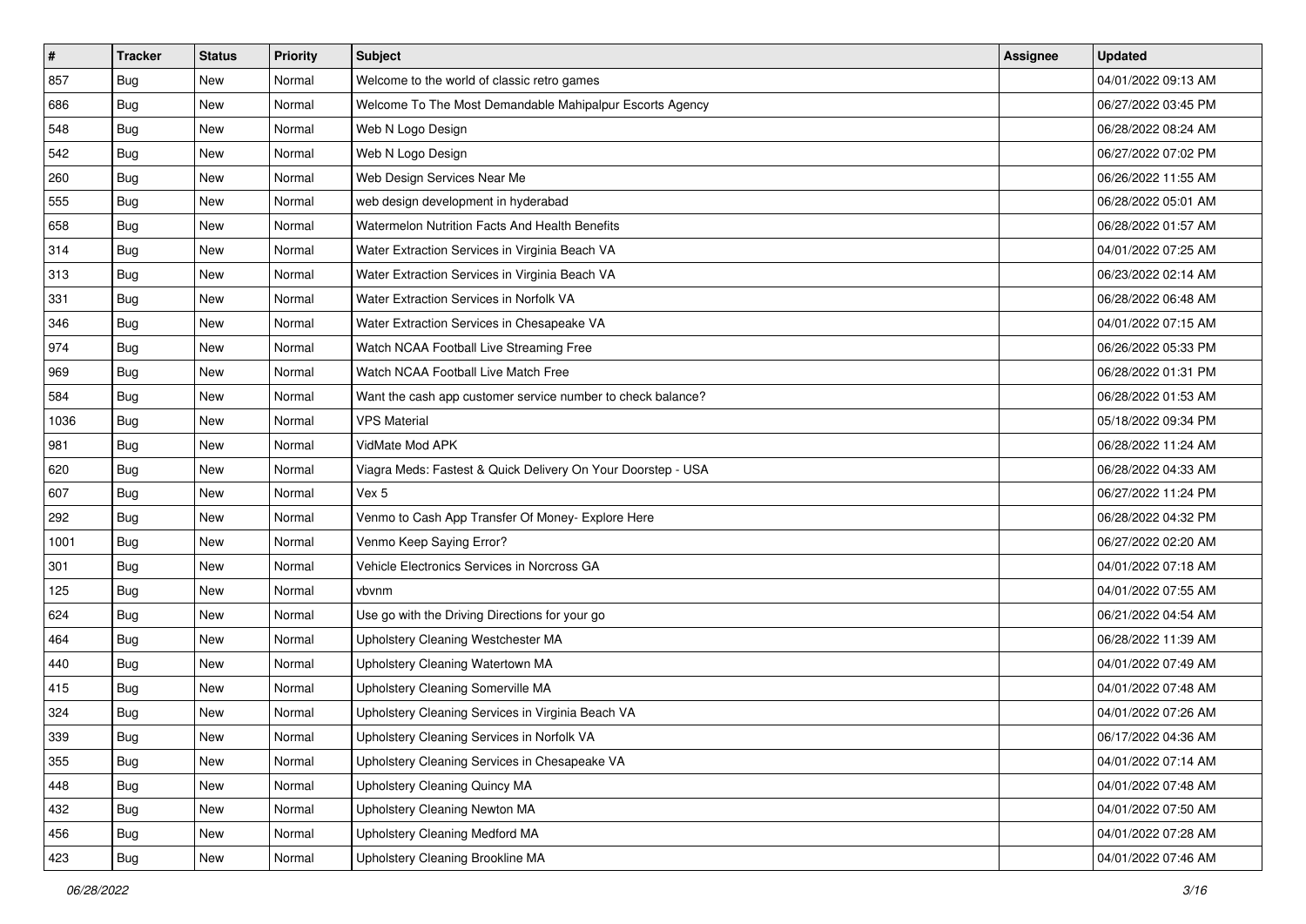| # | Tracker | Status | Priority | Subject | Assignee | Updated |
|---|---|---|---|---|---|---|
| 857 | Bug | New | Normal | Welcome to the world of classic retro games | | 04/01/2022 09:13 AM |
| 686 | Bug | New | Normal | Welcome To The Most Demandable Mahipalpur Escorts Agency | | 06/27/2022 03:45 PM |
| 548 | Bug | New | Normal | Web N Logo Design | | 06/28/2022 08:24 AM |
| 542 | Bug | New | Normal | Web N Logo Design | | 06/27/2022 07:02 PM |
| 260 | Bug | New | Normal | Web Design Services Near Me | | 06/26/2022 11:55 AM |
| 555 | Bug | New | Normal | web design development in hyderabad | | 06/28/2022 05:01 AM |
| 658 | Bug | New | Normal | Watermelon Nutrition Facts And Health Benefits | | 06/28/2022 01:57 AM |
| 314 | Bug | New | Normal | Water Extraction Services in Virginia Beach VA | | 04/01/2022 07:25 AM |
| 313 | Bug | New | Normal | Water Extraction Services in Virginia Beach VA | | 06/23/2022 02:14 AM |
| 331 | Bug | New | Normal | Water Extraction Services in Norfolk VA | | 06/28/2022 06:48 AM |
| 346 | Bug | New | Normal | Water Extraction Services in Chesapeake VA | | 04/01/2022 07:15 AM |
| 974 | Bug | New | Normal | Watch NCAA Football Live Streaming Free | | 06/26/2022 05:33 PM |
| 969 | Bug | New | Normal | Watch NCAA Football Live Match Free | | 06/28/2022 01:31 PM |
| 584 | Bug | New | Normal | Want the cash app customer service number to check balance? | | 06/28/2022 01:53 AM |
| 1036 | Bug | New | Normal | VPS Material | | 05/18/2022 09:34 PM |
| 981 | Bug | New | Normal | VidMate Mod APK | | 06/28/2022 11:24 AM |
| 620 | Bug | New | Normal | Viagra Meds: Fastest & Quick Delivery On Your Doorstep - USA | | 06/28/2022 04:33 AM |
| 607 | Bug | New | Normal | Vex 5 | | 06/27/2022 11:24 PM |
| 292 | Bug | New | Normal | Venmo to Cash App Transfer Of Money- Explore Here | | 06/28/2022 04:32 PM |
| 1001 | Bug | New | Normal | Venmo Keep Saying Error? | | 06/27/2022 02:20 AM |
| 301 | Bug | New | Normal | Vehicle Electronics Services in Norcross GA | | 04/01/2022 07:18 AM |
| 125 | Bug | New | Normal | vbvnm | | 04/01/2022 07:55 AM |
| 624 | Bug | New | Normal | Use go with the Driving Directions for your go | | 06/21/2022 04:54 AM |
| 464 | Bug | New | Normal | Upholstery Cleaning Westchester MA | | 06/28/2022 11:39 AM |
| 440 | Bug | New | Normal | Upholstery Cleaning Watertown MA | | 04/01/2022 07:49 AM |
| 415 | Bug | New | Normal | Upholstery Cleaning Somerville MA | | 04/01/2022 07:48 AM |
| 324 | Bug | New | Normal | Upholstery Cleaning Services in Virginia Beach VA | | 04/01/2022 07:26 AM |
| 339 | Bug | New | Normal | Upholstery Cleaning Services in Norfolk VA | | 06/17/2022 04:36 AM |
| 355 | Bug | New | Normal | Upholstery Cleaning Services in Chesapeake VA | | 04/01/2022 07:14 AM |
| 448 | Bug | New | Normal | Upholstery Cleaning Quincy MA | | 04/01/2022 07:48 AM |
| 432 | Bug | New | Normal | Upholstery Cleaning Newton MA | | 04/01/2022 07:50 AM |
| 456 | Bug | New | Normal | Upholstery Cleaning Medford MA | | 04/01/2022 07:28 AM |
| 423 | Bug | New | Normal | Upholstery Cleaning Brookline MA | | 04/01/2022 07:46 AM |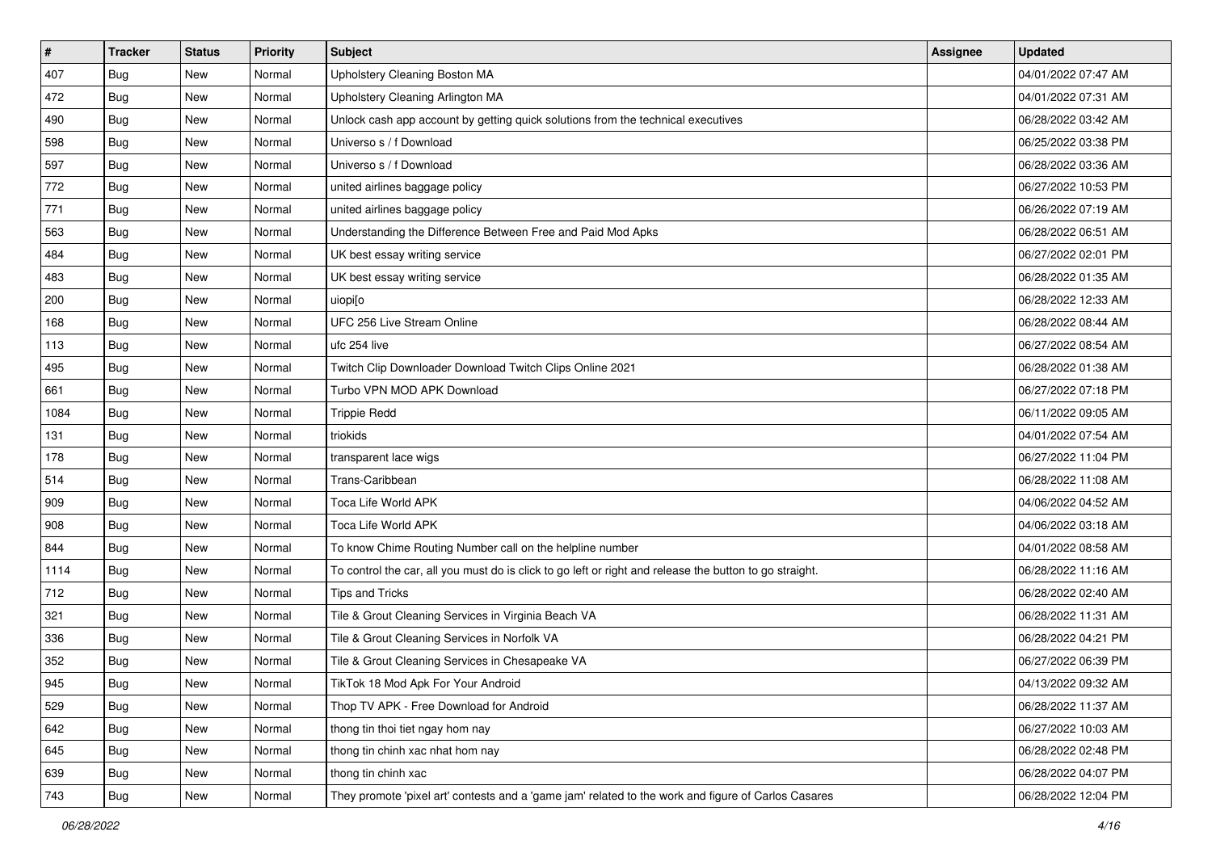| # | Tracker | Status | Priority | Subject | Assignee | Updated |
|---|---|---|---|---|---|---|
| 407 | Bug | New | Normal | Upholstery Cleaning Boston MA | | 04/01/2022 07:47 AM |
| 472 | Bug | New | Normal | Upholstery Cleaning Arlington MA | | 04/01/2022 07:31 AM |
| 490 | Bug | New | Normal | Unlock cash app account by getting quick solutions from the technical executives | | 06/28/2022 03:42 AM |
| 598 | Bug | New | Normal | Universo s / f Download | | 06/25/2022 03:38 PM |
| 597 | Bug | New | Normal | Universo s / f Download | | 06/28/2022 03:36 AM |
| 772 | Bug | New | Normal | united airlines baggage policy | | 06/27/2022 10:53 PM |
| 771 | Bug | New | Normal | united airlines baggage policy | | 06/26/2022 07:19 AM |
| 563 | Bug | New | Normal | Understanding the Difference Between Free and Paid Mod Apks | | 06/28/2022 06:51 AM |
| 484 | Bug | New | Normal | UK best essay writing service | | 06/27/2022 02:01 PM |
| 483 | Bug | New | Normal | UK best essay writing service | | 06/28/2022 01:35 AM |
| 200 | Bug | New | Normal | uiopi[o | | 06/28/2022 12:33 AM |
| 168 | Bug | New | Normal | UFC 256 Live Stream Online | | 06/28/2022 08:44 AM |
| 113 | Bug | New | Normal | ufc 254 live | | 06/27/2022 08:54 AM |
| 495 | Bug | New | Normal | Twitch Clip Downloader Download Twitch Clips Online 2021 | | 06/28/2022 01:38 AM |
| 661 | Bug | New | Normal | Turbo VPN MOD APK Download | | 06/27/2022 07:18 PM |
| 1084 | Bug | New | Normal | Trippie Redd | | 06/11/2022 09:05 AM |
| 131 | Bug | New | Normal | triokids | | 04/01/2022 07:54 AM |
| 178 | Bug | New | Normal | transparent lace wigs | | 06/27/2022 11:04 PM |
| 514 | Bug | New | Normal | Trans-Caribbean | | 06/28/2022 11:08 AM |
| 909 | Bug | New | Normal | Toca Life World APK | | 04/06/2022 04:52 AM |
| 908 | Bug | New | Normal | Toca Life World APK | | 04/06/2022 03:18 AM |
| 844 | Bug | New | Normal | To know Chime Routing Number call on the helpline number | | 04/01/2022 08:58 AM |
| 1114 | Bug | New | Normal | To control the car, all you must do is click to go left or right and release the button to go straight. | | 06/28/2022 11:16 AM |
| 712 | Bug | New | Normal | Tips and Tricks | | 06/28/2022 02:40 AM |
| 321 | Bug | New | Normal | Tile & Grout Cleaning Services in Virginia Beach VA | | 06/28/2022 11:31 AM |
| 336 | Bug | New | Normal | Tile & Grout Cleaning Services in Norfolk VA | | 06/28/2022 04:21 PM |
| 352 | Bug | New | Normal | Tile & Grout Cleaning Services in Chesapeake VA | | 06/27/2022 06:39 PM |
| 945 | Bug | New | Normal | TikTok 18 Mod Apk For Your Android | | 04/13/2022 09:32 AM |
| 529 | Bug | New | Normal | Thop TV APK - Free Download for Android | | 06/28/2022 11:37 AM |
| 642 | Bug | New | Normal | thong tin thoi tiet ngay hom nay | | 06/27/2022 10:03 AM |
| 645 | Bug | New | Normal | thong tin chinh xac nhat hom nay | | 06/28/2022 02:48 PM |
| 639 | Bug | New | Normal | thong tin chinh xac | | 06/28/2022 04:07 PM |
| 743 | Bug | New | Normal | They promote 'pixel art' contests and a 'game jam' related to the work and figure of Carlos Casares | | 06/28/2022 12:04 PM |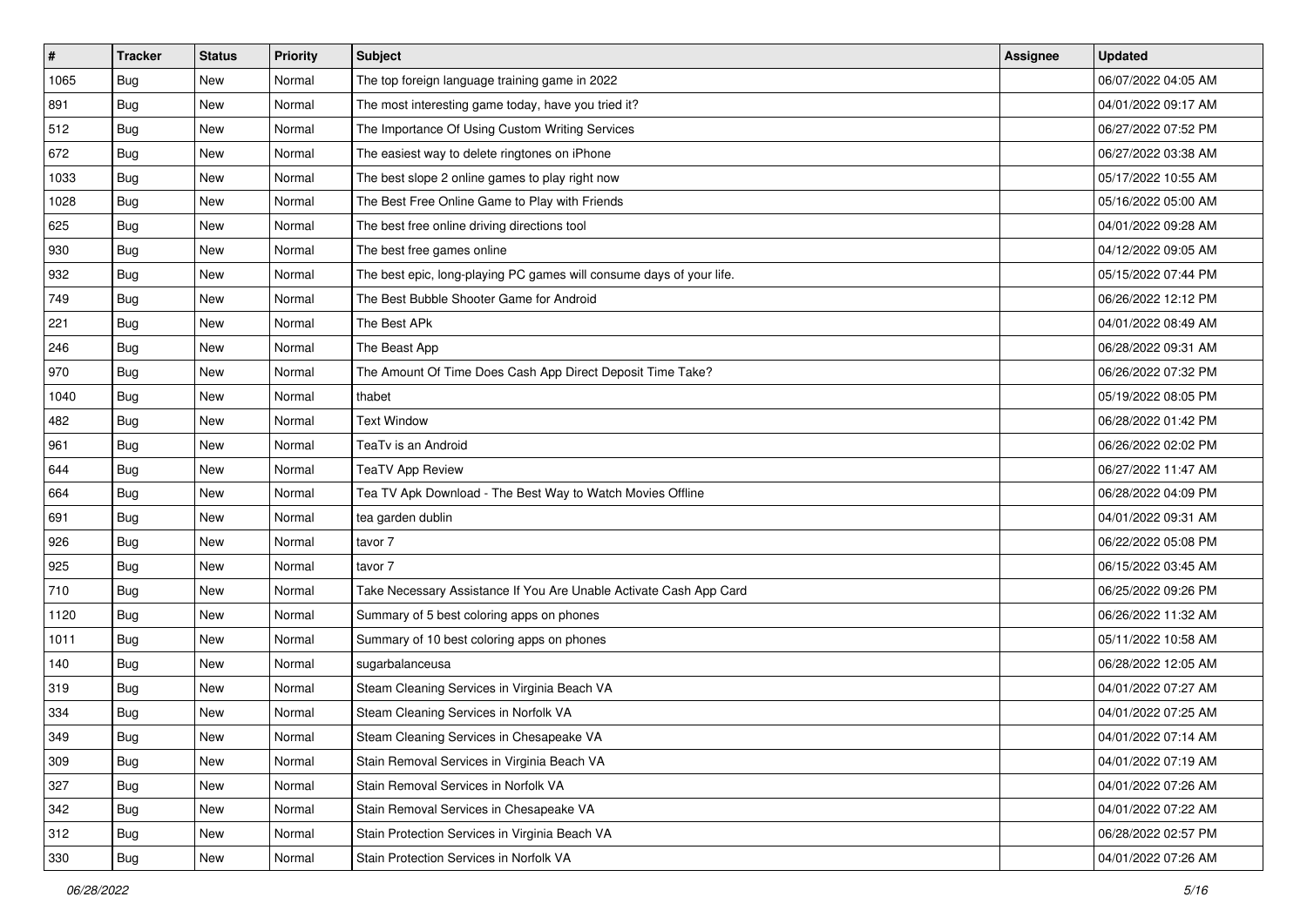| # | Tracker | Status | Priority | Subject | Assignee | Updated |
|---|---|---|---|---|---|---|
| 1065 | Bug | New | Normal | The top foreign language training game in 2022 | | 06/07/2022 04:05 AM |
| 891 | Bug | New | Normal | The most interesting game today, have you tried it? | | 04/01/2022 09:17 AM |
| 512 | Bug | New | Normal | The Importance Of Using Custom Writing Services | | 06/27/2022 07:52 PM |
| 672 | Bug | New | Normal | The easiest way to delete ringtones on iPhone | | 06/27/2022 03:38 AM |
| 1033 | Bug | New | Normal | The best slope 2 online games to play right now | | 05/17/2022 10:55 AM |
| 1028 | Bug | New | Normal | The Best Free Online Game to Play with Friends | | 05/16/2022 05:00 AM |
| 625 | Bug | New | Normal | The best free online driving directions tool | | 04/01/2022 09:28 AM |
| 930 | Bug | New | Normal | The best free games online | | 04/12/2022 09:05 AM |
| 932 | Bug | New | Normal | The best epic, long-playing PC games will consume days of your life. | | 05/15/2022 07:44 PM |
| 749 | Bug | New | Normal | The Best Bubble Shooter Game for Android | | 06/26/2022 12:12 PM |
| 221 | Bug | New | Normal | The Best APk | | 04/01/2022 08:49 AM |
| 246 | Bug | New | Normal | The Beast App | | 06/28/2022 09:31 AM |
| 970 | Bug | New | Normal | The Amount Of Time Does Cash App Direct Deposit Time Take? | | 06/26/2022 07:32 PM |
| 1040 | Bug | New | Normal | thabet | | 05/19/2022 08:05 PM |
| 482 | Bug | New | Normal | Text Window | | 06/28/2022 01:42 PM |
| 961 | Bug | New | Normal | TeaTv is an Android | | 06/26/2022 02:02 PM |
| 644 | Bug | New | Normal | TeaTV App Review | | 06/27/2022 11:47 AM |
| 664 | Bug | New | Normal | Tea TV Apk Download - The Best Way to Watch Movies Offline | | 06/28/2022 04:09 PM |
| 691 | Bug | New | Normal | tea garden dublin | | 04/01/2022 09:31 AM |
| 926 | Bug | New | Normal | tavor 7 | | 06/22/2022 05:08 PM |
| 925 | Bug | New | Normal | tavor 7 | | 06/15/2022 03:45 AM |
| 710 | Bug | New | Normal | Take Necessary Assistance If You Are Unable Activate Cash App Card | | 06/25/2022 09:26 PM |
| 1120 | Bug | New | Normal | Summary of 5 best coloring apps on phones | | 06/26/2022 11:32 AM |
| 1011 | Bug | New | Normal | Summary of 10 best coloring apps on phones | | 05/11/2022 10:58 AM |
| 140 | Bug | New | Normal | sugarbalanceusa | | 06/28/2022 12:05 AM |
| 319 | Bug | New | Normal | Steam Cleaning Services in Virginia Beach VA | | 04/01/2022 07:27 AM |
| 334 | Bug | New | Normal | Steam Cleaning Services in Norfolk VA | | 04/01/2022 07:25 AM |
| 349 | Bug | New | Normal | Steam Cleaning Services in Chesapeake VA | | 04/01/2022 07:14 AM |
| 309 | Bug | New | Normal | Stain Removal Services in Virginia Beach VA | | 04/01/2022 07:19 AM |
| 327 | Bug | New | Normal | Stain Removal Services in Norfolk VA | | 04/01/2022 07:26 AM |
| 342 | Bug | New | Normal | Stain Removal Services in Chesapeake VA | | 04/01/2022 07:22 AM |
| 312 | Bug | New | Normal | Stain Protection Services in Virginia Beach VA | | 06/28/2022 02:57 PM |
| 330 | Bug | New | Normal | Stain Protection Services in Norfolk VA | | 04/01/2022 07:26 AM |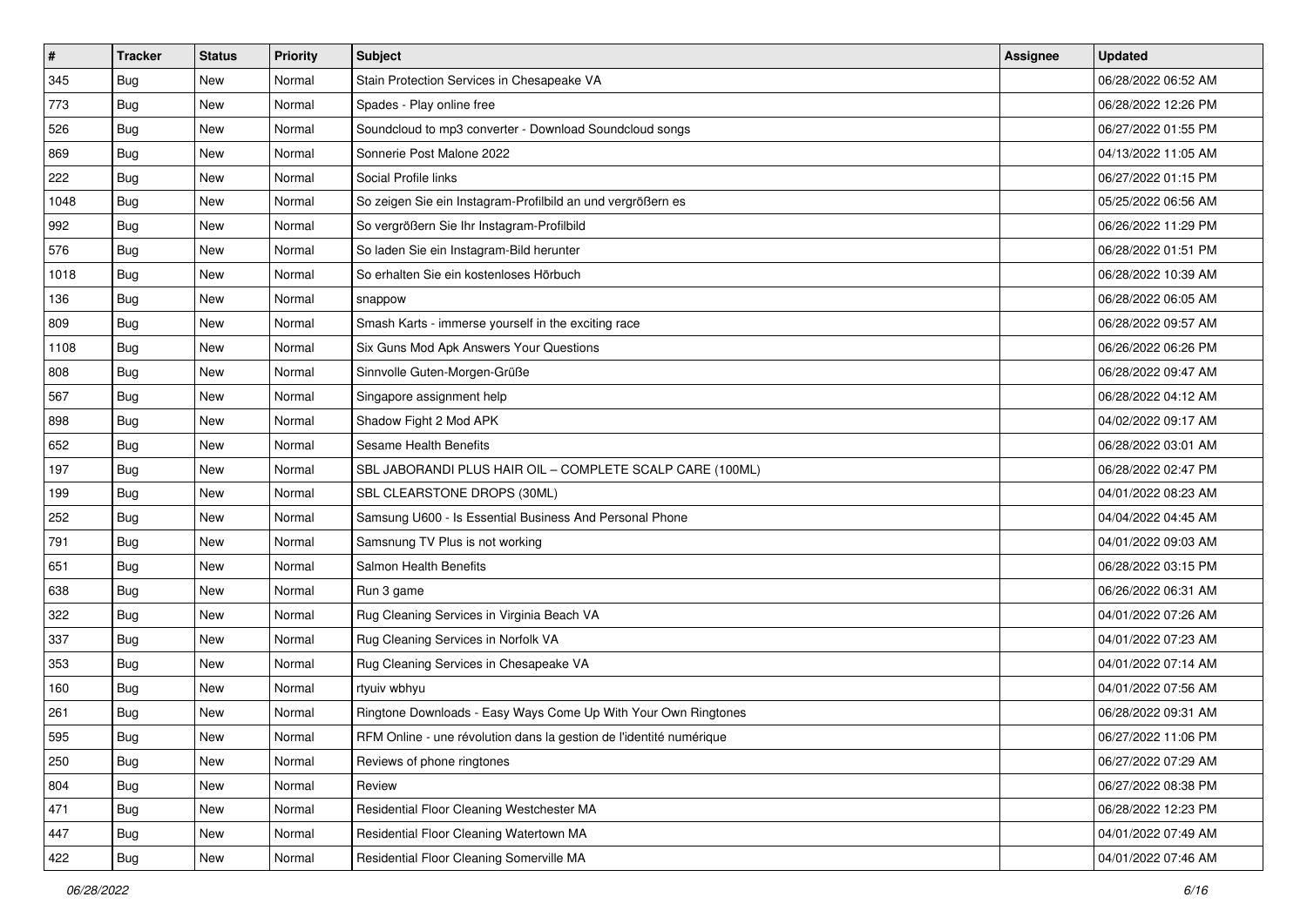| # | Tracker | Status | Priority | Subject | Assignee | Updated |
|---|---|---|---|---|---|---|
| 345 | Bug | New | Normal | Stain Protection Services in Chesapeake VA | | 06/28/2022 06:52 AM |
| 773 | Bug | New | Normal | Spades - Play online free | | 06/28/2022 12:26 PM |
| 526 | Bug | New | Normal | Soundcloud to mp3 converter - Download Soundcloud songs | | 06/27/2022 01:55 PM |
| 869 | Bug | New | Normal | Sonnerie Post Malone 2022 | | 04/13/2022 11:05 AM |
| 222 | Bug | New | Normal | Social Profile links | | 06/27/2022 01:15 PM |
| 1048 | Bug | New | Normal | So zeigen Sie ein Instagram-Profilbild an und vergrößern es | | 05/25/2022 06:56 AM |
| 992 | Bug | New | Normal | So vergrößern Sie Ihr Instagram-Profilbild | | 06/26/2022 11:29 PM |
| 576 | Bug | New | Normal | So laden Sie ein Instagram-Bild herunter | | 06/28/2022 01:51 PM |
| 1018 | Bug | New | Normal | So erhalten Sie ein kostenloses Hörbuch | | 06/28/2022 10:39 AM |
| 136 | Bug | New | Normal | snappow | | 06/28/2022 06:05 AM |
| 809 | Bug | New | Normal | Smash Karts - immerse yourself in the exciting race | | 06/28/2022 09:57 AM |
| 1108 | Bug | New | Normal | Six Guns Mod Apk Answers Your Questions | | 06/26/2022 06:26 PM |
| 808 | Bug | New | Normal | Sinnvolle Guten-Morgen-Grüße | | 06/28/2022 09:47 AM |
| 567 | Bug | New | Normal | Singapore assignment help | | 06/28/2022 04:12 AM |
| 898 | Bug | New | Normal | Shadow Fight 2 Mod APK | | 04/02/2022 09:17 AM |
| 652 | Bug | New | Normal | Sesame Health Benefits | | 06/28/2022 03:01 AM |
| 197 | Bug | New | Normal | SBL JABORANDI PLUS HAIR OIL – COMPLETE SCALP CARE (100ML) | | 06/28/2022 02:47 PM |
| 199 | Bug | New | Normal | SBL CLEARSTONE DROPS (30ML) | | 04/01/2022 08:23 AM |
| 252 | Bug | New | Normal | Samsung U600 - Is Essential Business And Personal Phone | | 04/04/2022 04:45 AM |
| 791 | Bug | New | Normal | Samsnung TV Plus is not working | | 04/01/2022 09:03 AM |
| 651 | Bug | New | Normal | Salmon Health Benefits | | 06/28/2022 03:15 PM |
| 638 | Bug | New | Normal | Run 3 game | | 06/26/2022 06:31 AM |
| 322 | Bug | New | Normal | Rug Cleaning Services in Virginia Beach VA | | 04/01/2022 07:26 AM |
| 337 | Bug | New | Normal | Rug Cleaning Services in Norfolk VA | | 04/01/2022 07:23 AM |
| 353 | Bug | New | Normal | Rug Cleaning Services in Chesapeake VA | | 04/01/2022 07:14 AM |
| 160 | Bug | New | Normal | rtyuiv wbhyu | | 04/01/2022 07:56 AM |
| 261 | Bug | New | Normal | Ringtone Downloads - Easy Ways Come Up With Your Own Ringtones | | 06/28/2022 09:31 AM |
| 595 | Bug | New | Normal | RFM Online - une révolution dans la gestion de l'identité numérique | | 06/27/2022 11:06 PM |
| 250 | Bug | New | Normal | Reviews of phone ringtones | | 06/27/2022 07:29 AM |
| 804 | Bug | New | Normal | Review | | 06/27/2022 08:38 PM |
| 471 | Bug | New | Normal | Residential Floor Cleaning Westchester MA | | 06/28/2022 12:23 PM |
| 447 | Bug | New | Normal | Residential Floor Cleaning Watertown MA | | 04/01/2022 07:49 AM |
| 422 | Bug | New | Normal | Residential Floor Cleaning Somerville MA | | 04/01/2022 07:46 AM |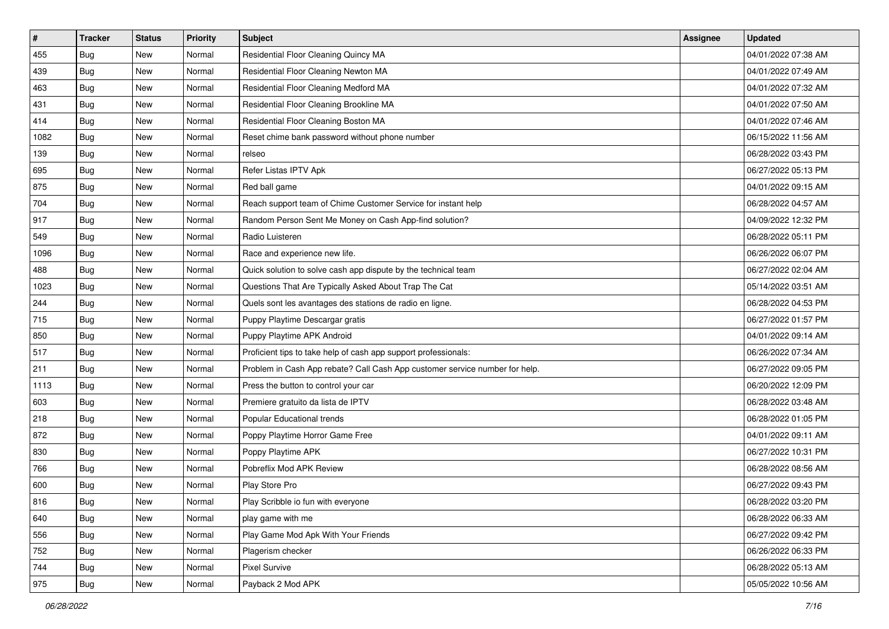| # | Tracker | Status | Priority | Subject | Assignee | Updated |
|---|---|---|---|---|---|---|
| 455 | Bug | New | Normal | Residential Floor Cleaning Quincy MA | | 04/01/2022 07:38 AM |
| 439 | Bug | New | Normal | Residential Floor Cleaning Newton MA | | 04/01/2022 07:49 AM |
| 463 | Bug | New | Normal | Residential Floor Cleaning Medford MA | | 04/01/2022 07:32 AM |
| 431 | Bug | New | Normal | Residential Floor Cleaning Brookline MA | | 04/01/2022 07:50 AM |
| 414 | Bug | New | Normal | Residential Floor Cleaning Boston MA | | 04/01/2022 07:46 AM |
| 1082 | Bug | New | Normal | Reset chime bank password without phone number | | 06/15/2022 11:56 AM |
| 139 | Bug | New | Normal | relseo | | 06/28/2022 03:43 PM |
| 695 | Bug | New | Normal | Refer Listas IPTV Apk | | 06/27/2022 05:13 PM |
| 875 | Bug | New | Normal | Red ball game | | 04/01/2022 09:15 AM |
| 704 | Bug | New | Normal | Reach support team of Chime Customer Service for instant help | | 06/28/2022 04:57 AM |
| 917 | Bug | New | Normal | Random Person Sent Me Money on Cash App-find solution? | | 04/09/2022 12:32 PM |
| 549 | Bug | New | Normal | Radio Luisteren | | 06/28/2022 05:11 PM |
| 1096 | Bug | New | Normal | Race and experience new life. | | 06/26/2022 06:07 PM |
| 488 | Bug | New | Normal | Quick solution to solve cash app dispute by the technical team | | 06/27/2022 02:04 AM |
| 1023 | Bug | New | Normal | Questions That Are Typically Asked About Trap The Cat | | 05/14/2022 03:51 AM |
| 244 | Bug | New | Normal | Quels sont les avantages des stations de radio en ligne. | | 06/28/2022 04:53 PM |
| 715 | Bug | New | Normal | Puppy Playtime Descargar gratis | | 06/27/2022 01:57 PM |
| 850 | Bug | New | Normal | Puppy Playtime APK Android | | 04/01/2022 09:14 AM |
| 517 | Bug | New | Normal | Proficient tips to take help of cash app support professionals: | | 06/26/2022 07:34 AM |
| 211 | Bug | New | Normal | Problem in Cash App rebate? Call Cash App customer service number for help. | | 06/27/2022 09:05 PM |
| 1113 | Bug | New | Normal | Press the button to control your car | | 06/20/2022 12:09 PM |
| 603 | Bug | New | Normal | Premiere gratuito da lista de IPTV | | 06/28/2022 03:48 AM |
| 218 | Bug | New | Normal | Popular Educational trends | | 06/28/2022 01:05 PM |
| 872 | Bug | New | Normal | Poppy Playtime Horror Game Free | | 04/01/2022 09:11 AM |
| 830 | Bug | New | Normal | Poppy Playtime APK | | 06/27/2022 10:31 PM |
| 766 | Bug | New | Normal | Pobreflix Mod APK Review | | 06/28/2022 08:56 AM |
| 600 | Bug | New | Normal | Play Store Pro | | 06/27/2022 09:43 PM |
| 816 | Bug | New | Normal | Play Scribble io fun with everyone | | 06/28/2022 03:20 PM |
| 640 | Bug | New | Normal | play game with me | | 06/28/2022 06:33 AM |
| 556 | Bug | New | Normal | Play Game Mod Apk With Your Friends | | 06/27/2022 09:42 PM |
| 752 | Bug | New | Normal | Plagerism checker | | 06/26/2022 06:33 PM |
| 744 | Bug | New | Normal | Pixel Survive | | 06/28/2022 05:13 AM |
| 975 | Bug | New | Normal | Payback 2 Mod APK | | 05/05/2022 10:56 AM |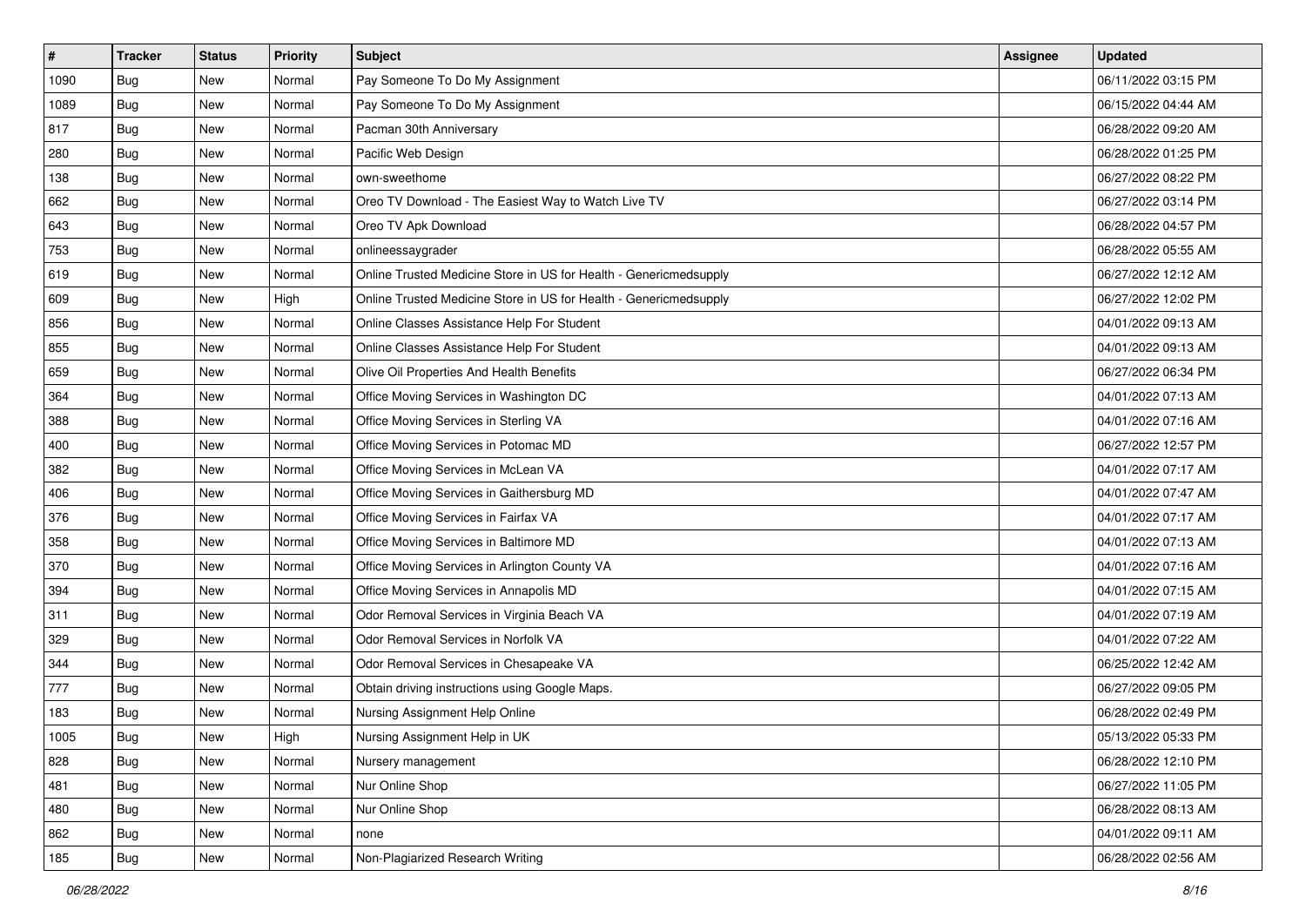| # | Tracker | Status | Priority | Subject | Assignee | Updated |
|---|---|---|---|---|---|---|
| 1090 | Bug | New | Normal | Pay Someone To Do My Assignment | | 06/11/2022 03:15 PM |
| 1089 | Bug | New | Normal | Pay Someone To Do My Assignment | | 06/15/2022 04:44 AM |
| 817 | Bug | New | Normal | Pacman 30th Anniversary | | 06/28/2022 09:20 AM |
| 280 | Bug | New | Normal | Pacific Web Design | | 06/28/2022 01:25 PM |
| 138 | Bug | New | Normal | own-sweethome | | 06/27/2022 08:22 PM |
| 662 | Bug | New | Normal | Oreo TV Download - The Easiest Way to Watch Live TV | | 06/27/2022 03:14 PM |
| 643 | Bug | New | Normal | Oreo TV Apk Download | | 06/28/2022 04:57 PM |
| 753 | Bug | New | Normal | onlineessaygrader | | 06/28/2022 05:55 AM |
| 619 | Bug | New | Normal | Online Trusted Medicine Store in US for Health - Genericmedsupply | | 06/27/2022 12:12 AM |
| 609 | Bug | New | High | Online Trusted Medicine Store in US for Health - Genericmedsupply | | 06/27/2022 12:02 PM |
| 856 | Bug | New | Normal | Online Classes Assistance Help For Student | | 04/01/2022 09:13 AM |
| 855 | Bug | New | Normal | Online Classes Assistance Help For Student | | 04/01/2022 09:13 AM |
| 659 | Bug | New | Normal | Olive Oil Properties And Health Benefits | | 06/27/2022 06:34 PM |
| 364 | Bug | New | Normal | Office Moving Services in Washington DC | | 04/01/2022 07:13 AM |
| 388 | Bug | New | Normal | Office Moving Services in Sterling VA | | 04/01/2022 07:16 AM |
| 400 | Bug | New | Normal | Office Moving Services in Potomac MD | | 06/27/2022 12:57 PM |
| 382 | Bug | New | Normal | Office Moving Services in McLean VA | | 04/01/2022 07:17 AM |
| 406 | Bug | New | Normal | Office Moving Services in Gaithersburg MD | | 04/01/2022 07:47 AM |
| 376 | Bug | New | Normal | Office Moving Services in Fairfax VA | | 04/01/2022 07:17 AM |
| 358 | Bug | New | Normal | Office Moving Services in Baltimore MD | | 04/01/2022 07:13 AM |
| 370 | Bug | New | Normal | Office Moving Services in Arlington County VA | | 04/01/2022 07:16 AM |
| 394 | Bug | New | Normal | Office Moving Services in Annapolis MD | | 04/01/2022 07:15 AM |
| 311 | Bug | New | Normal | Odor Removal Services in Virginia Beach VA | | 04/01/2022 07:19 AM |
| 329 | Bug | New | Normal | Odor Removal Services in Norfolk VA | | 04/01/2022 07:22 AM |
| 344 | Bug | New | Normal | Odor Removal Services in Chesapeake VA | | 06/25/2022 12:42 AM |
| 777 | Bug | New | Normal | Obtain driving instructions using Google Maps. | | 06/27/2022 09:05 PM |
| 183 | Bug | New | Normal | Nursing Assignment Help Online | | 06/28/2022 02:49 PM |
| 1005 | Bug | New | High | Nursing Assignment Help in UK | | 05/13/2022 05:33 PM |
| 828 | Bug | New | Normal | Nursery management | | 06/28/2022 12:10 PM |
| 481 | Bug | New | Normal | Nur Online Shop | | 06/27/2022 11:05 PM |
| 480 | Bug | New | Normal | Nur Online Shop | | 06/28/2022 08:13 AM |
| 862 | Bug | New | Normal | none | | 04/01/2022 09:11 AM |
| 185 | Bug | New | Normal | Non-Plagiarized Research Writing | | 06/28/2022 02:56 AM |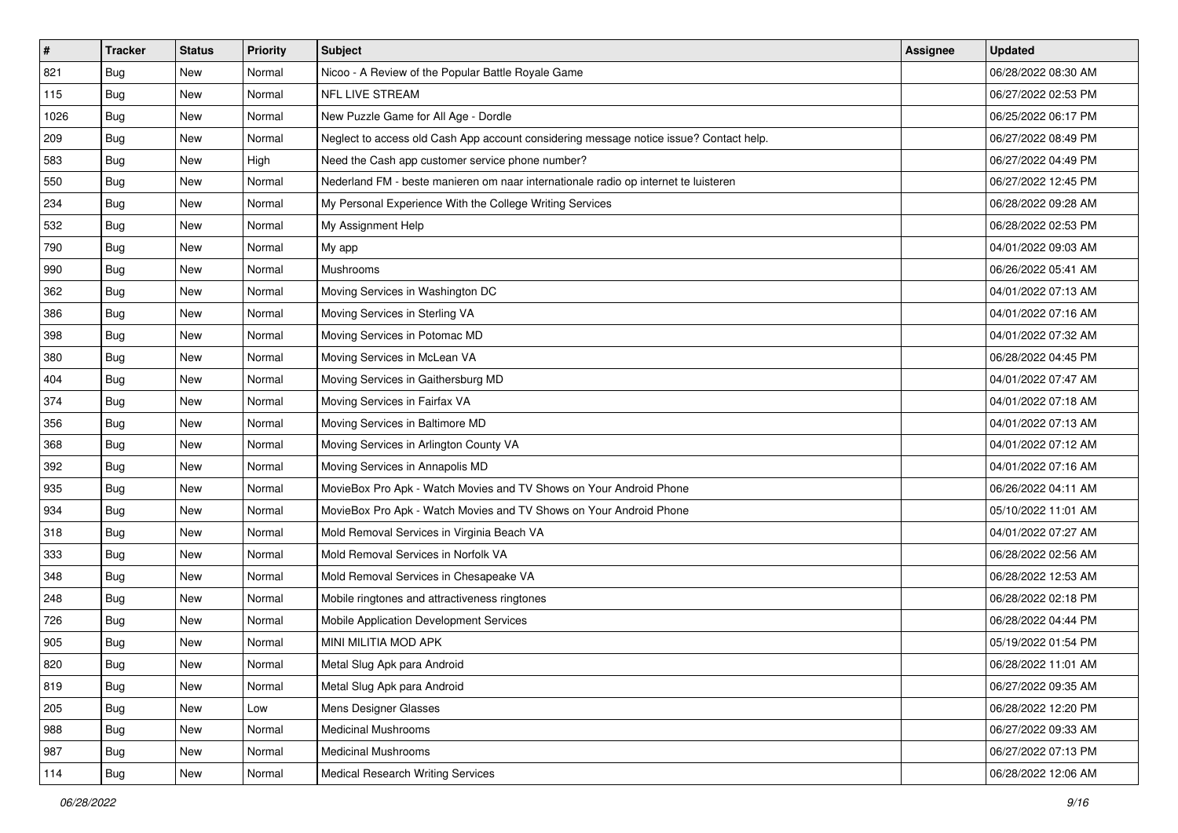| # | Tracker | Status | Priority | Subject | Assignee | Updated |
|---|---|---|---|---|---|---|
| 821 | Bug | New | Normal | Nicoo - A Review of the Popular Battle Royale Game | | 06/28/2022 08:30 AM |
| 115 | Bug | New | Normal | NFL LIVE STREAM | | 06/27/2022 02:53 PM |
| 1026 | Bug | New | Normal | New Puzzle Game for All Age - Dordle | | 06/25/2022 06:17 PM |
| 209 | Bug | New | Normal | Neglect to access old Cash App account considering message notice issue? Contact help. | | 06/27/2022 08:49 PM |
| 583 | Bug | New | High | Need the Cash app customer service phone number? | | 06/27/2022 04:49 PM |
| 550 | Bug | New | Normal | Nederland FM - beste manieren om naar internationale radio op internet te luisteren | | 06/27/2022 12:45 PM |
| 234 | Bug | New | Normal | My Personal Experience With the College Writing Services | | 06/28/2022 09:28 AM |
| 532 | Bug | New | Normal | My Assignment Help | | 06/28/2022 02:53 PM |
| 790 | Bug | New | Normal | My app | | 04/01/2022 09:03 AM |
| 990 | Bug | New | Normal | Mushrooms | | 06/26/2022 05:41 AM |
| 362 | Bug | New | Normal | Moving Services in Washington DC | | 04/01/2022 07:13 AM |
| 386 | Bug | New | Normal | Moving Services in Sterling VA | | 04/01/2022 07:16 AM |
| 398 | Bug | New | Normal | Moving Services in Potomac MD | | 04/01/2022 07:32 AM |
| 380 | Bug | New | Normal | Moving Services in McLean VA | | 06/28/2022 04:45 PM |
| 404 | Bug | New | Normal | Moving Services in Gaithersburg MD | | 04/01/2022 07:47 AM |
| 374 | Bug | New | Normal | Moving Services in Fairfax VA | | 04/01/2022 07:18 AM |
| 356 | Bug | New | Normal | Moving Services in Baltimore MD | | 04/01/2022 07:13 AM |
| 368 | Bug | New | Normal | Moving Services in Arlington County VA | | 04/01/2022 07:12 AM |
| 392 | Bug | New | Normal | Moving Services in Annapolis MD | | 04/01/2022 07:16 AM |
| 935 | Bug | New | Normal | MovieBox Pro Apk - Watch Movies and TV Shows on Your Android Phone | | 06/26/2022 04:11 AM |
| 934 | Bug | New | Normal | MovieBox Pro Apk - Watch Movies and TV Shows on Your Android Phone | | 05/10/2022 11:01 AM |
| 318 | Bug | New | Normal | Mold Removal Services in Virginia Beach VA | | 04/01/2022 07:27 AM |
| 333 | Bug | New | Normal | Mold Removal Services in Norfolk VA | | 06/28/2022 02:56 AM |
| 348 | Bug | New | Normal | Mold Removal Services in Chesapeake VA | | 06/28/2022 12:53 AM |
| 248 | Bug | New | Normal | Mobile ringtones and attractiveness ringtones | | 06/28/2022 02:18 PM |
| 726 | Bug | New | Normal | Mobile Application Development Services | | 06/28/2022 04:44 PM |
| 905 | Bug | New | Normal | MINI MILITIA MOD APK | | 05/19/2022 01:54 PM |
| 820 | Bug | New | Normal | Metal Slug Apk para Android | | 06/28/2022 11:01 AM |
| 819 | Bug | New | Normal | Metal Slug Apk para Android | | 06/27/2022 09:35 AM |
| 205 | Bug | New | Low | Mens Designer Glasses | | 06/28/2022 12:20 PM |
| 988 | Bug | New | Normal | Medicinal Mushrooms | | 06/27/2022 09:33 AM |
| 987 | Bug | New | Normal | Medicinal Mushrooms | | 06/27/2022 07:13 PM |
| 114 | Bug | New | Normal | Medical Research Writing Services | | 06/28/2022 12:06 AM |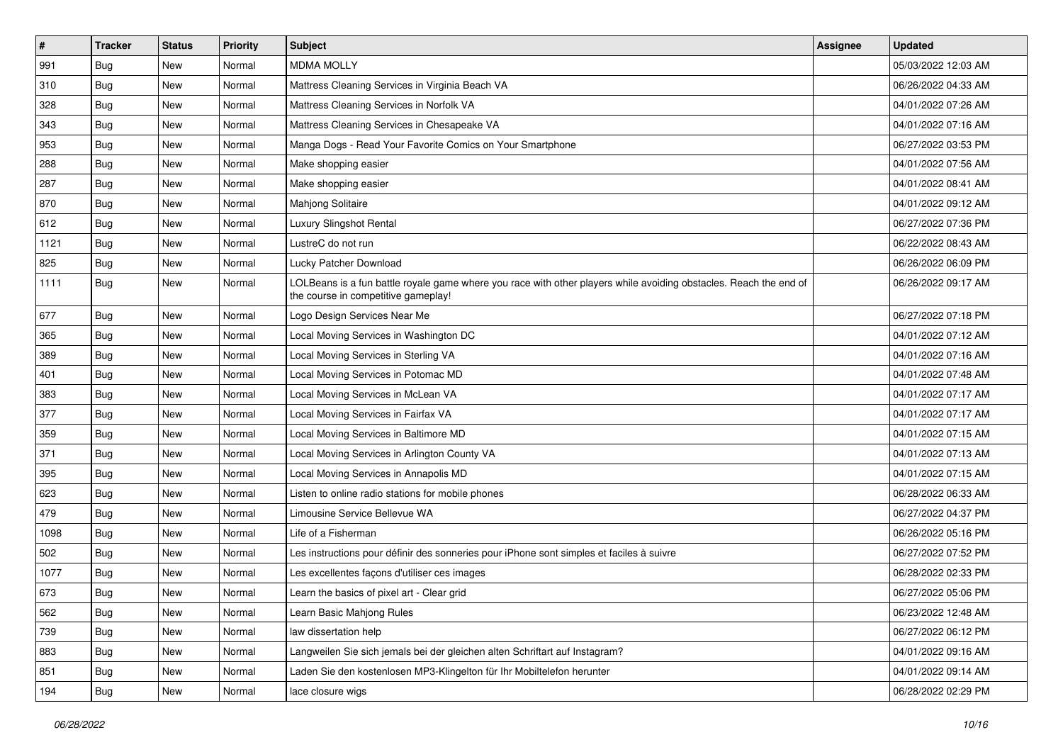| # | Tracker | Status | Priority | Subject | Assignee | Updated |
|---|---|---|---|---|---|---|
| 991 | Bug | New | Normal | MDMA MOLLY | | 05/03/2022 12:03 AM |
| 310 | Bug | New | Normal | Mattress Cleaning Services in Virginia Beach VA | | 06/26/2022 04:33 AM |
| 328 | Bug | New | Normal | Mattress Cleaning Services in Norfolk VA | | 04/01/2022 07:26 AM |
| 343 | Bug | New | Normal | Mattress Cleaning Services in Chesapeake VA | | 04/01/2022 07:16 AM |
| 953 | Bug | New | Normal | Manga Dogs - Read Your Favorite Comics on Your Smartphone | | 06/27/2022 03:53 PM |
| 288 | Bug | New | Normal | Make shopping easier | | 04/01/2022 07:56 AM |
| 287 | Bug | New | Normal | Make shopping easier | | 04/01/2022 08:41 AM |
| 870 | Bug | New | Normal | Mahjong Solitaire | | 04/01/2022 09:12 AM |
| 612 | Bug | New | Normal | Luxury Slingshot Rental | | 06/27/2022 07:36 PM |
| 1121 | Bug | New | Normal | LustreC do not run | | 06/22/2022 08:43 AM |
| 825 | Bug | New | Normal | Lucky Patcher Download | | 06/26/2022 06:09 PM |
| 1111 | Bug | New | Normal | LOLBeans is a fun battle royale game where you race with other players while avoiding obstacles. Reach the end of the course in competitive gameplay! | | 06/26/2022 09:17 AM |
| 677 | Bug | New | Normal | Logo Design Services Near Me | | 06/27/2022 07:18 PM |
| 365 | Bug | New | Normal | Local Moving Services in Washington DC | | 04/01/2022 07:12 AM |
| 389 | Bug | New | Normal | Local Moving Services in Sterling VA | | 04/01/2022 07:16 AM |
| 401 | Bug | New | Normal | Local Moving Services in Potomac MD | | 04/01/2022 07:48 AM |
| 383 | Bug | New | Normal | Local Moving Services in McLean VA | | 04/01/2022 07:17 AM |
| 377 | Bug | New | Normal | Local Moving Services in Fairfax VA | | 04/01/2022 07:17 AM |
| 359 | Bug | New | Normal | Local Moving Services in Baltimore MD | | 04/01/2022 07:15 AM |
| 371 | Bug | New | Normal | Local Moving Services in Arlington County VA | | 04/01/2022 07:13 AM |
| 395 | Bug | New | Normal | Local Moving Services in Annapolis MD | | 04/01/2022 07:15 AM |
| 623 | Bug | New | Normal | Listen to online radio stations for mobile phones | | 06/28/2022 06:33 AM |
| 479 | Bug | New | Normal | Limousine Service Bellevue WA | | 06/27/2022 04:37 PM |
| 1098 | Bug | New | Normal | Life of a Fisherman | | 06/26/2022 05:16 PM |
| 502 | Bug | New | Normal | Les instructions pour définir des sonneries pour iPhone sont simples et faciles à suivre | | 06/27/2022 07:52 PM |
| 1077 | Bug | New | Normal | Les excellentes façons d'utiliser ces images | | 06/28/2022 02:33 PM |
| 673 | Bug | New | Normal | Learn the basics of pixel art - Clear grid | | 06/27/2022 05:06 PM |
| 562 | Bug | New | Normal | Learn Basic Mahjong Rules | | 06/23/2022 12:48 AM |
| 739 | Bug | New | Normal | law dissertation help | | 06/27/2022 06:12 PM |
| 883 | Bug | New | Normal | Langweilen Sie sich jemals bei der gleichen alten Schriftart auf Instagram? | | 04/01/2022 09:16 AM |
| 851 | Bug | New | Normal | Laden Sie den kostenlosen MP3-Klingelton für Ihr Mobiltelefon herunter | | 04/01/2022 09:14 AM |
| 194 | Bug | New | Normal | lace closure wigs | | 06/28/2022 02:29 PM |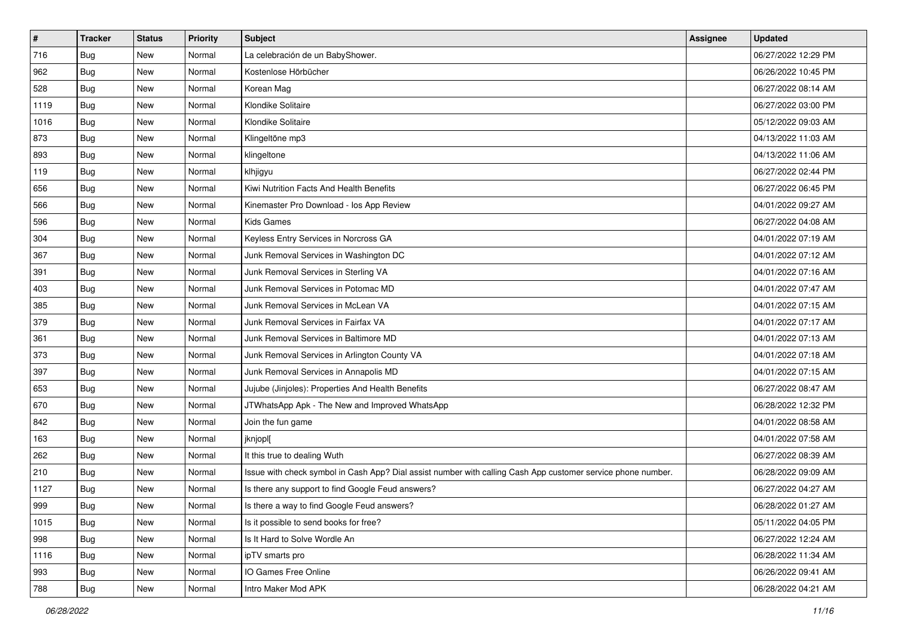| # | Tracker | Status | Priority | Subject | Assignee | Updated |
|---|---|---|---|---|---|---|
| 716 | Bug | New | Normal | La celebración de un BabyShower. | | 06/27/2022 12:29 PM |
| 962 | Bug | New | Normal | Kostenlose Hörbücher | | 06/26/2022 10:45 PM |
| 528 | Bug | New | Normal | Korean Mag | | 06/27/2022 08:14 AM |
| 1119 | Bug | New | Normal | Klondike Solitaire | | 06/27/2022 03:00 PM |
| 1016 | Bug | New | Normal | Klondike Solitaire | | 05/12/2022 09:03 AM |
| 873 | Bug | New | Normal | Klingeltöne mp3 | | 04/13/2022 11:03 AM |
| 893 | Bug | New | Normal | klingeltone | | 04/13/2022 11:06 AM |
| 119 | Bug | New | Normal | klhjigyu | | 06/27/2022 02:44 PM |
| 656 | Bug | New | Normal | Kiwi Nutrition Facts And Health Benefits | | 06/27/2022 06:45 PM |
| 566 | Bug | New | Normal | Kinemaster Pro Download - Ios App Review | | 04/01/2022 09:27 AM |
| 596 | Bug | New | Normal | Kids Games | | 06/27/2022 04:08 AM |
| 304 | Bug | New | Normal | Keyless Entry Services in Norcross GA | | 04/01/2022 07:19 AM |
| 367 | Bug | New | Normal | Junk Removal Services in Washington DC | | 04/01/2022 07:12 AM |
| 391 | Bug | New | Normal | Junk Removal Services in Sterling VA | | 04/01/2022 07:16 AM |
| 403 | Bug | New | Normal | Junk Removal Services in Potomac MD | | 04/01/2022 07:47 AM |
| 385 | Bug | New | Normal | Junk Removal Services in McLean VA | | 04/01/2022 07:15 AM |
| 379 | Bug | New | Normal | Junk Removal Services in Fairfax VA | | 04/01/2022 07:17 AM |
| 361 | Bug | New | Normal | Junk Removal Services in Baltimore MD | | 04/01/2022 07:13 AM |
| 373 | Bug | New | Normal | Junk Removal Services in Arlington County VA | | 04/01/2022 07:18 AM |
| 397 | Bug | New | Normal | Junk Removal Services in Annapolis MD | | 04/01/2022 07:15 AM |
| 653 | Bug | New | Normal | Jujube (Jinjoles): Properties And Health Benefits | | 06/27/2022 08:47 AM |
| 670 | Bug | New | Normal | JTWhatsApp Apk - The New and Improved WhatsApp | | 06/28/2022 12:32 PM |
| 842 | Bug | New | Normal | Join the fun game | | 04/01/2022 08:58 AM |
| 163 | Bug | New | Normal | jknjopl[ | | 04/01/2022 07:58 AM |
| 262 | Bug | New | Normal | It this true to dealing Wuth | | 06/27/2022 08:39 AM |
| 210 | Bug | New | Normal | Issue with check symbol in Cash App? Dial assist number with calling Cash App customer service phone number. | | 06/28/2022 09:09 AM |
| 1127 | Bug | New | Normal | Is there any support to find Google Feud answers? | | 06/27/2022 04:27 AM |
| 999 | Bug | New | Normal | Is there a way to find Google Feud answers? | | 06/28/2022 01:27 AM |
| 1015 | Bug | New | Normal | Is it possible to send books for free? | | 05/11/2022 04:05 PM |
| 998 | Bug | New | Normal | Is It Hard to Solve Wordle An | | 06/27/2022 12:24 AM |
| 1116 | Bug | New | Normal | ipTV smarts pro | | 06/28/2022 11:34 AM |
| 993 | Bug | New | Normal | IO Games Free Online | | 06/26/2022 09:41 AM |
| 788 | Bug | New | Normal | Intro Maker Mod APK | | 06/28/2022 04:21 AM |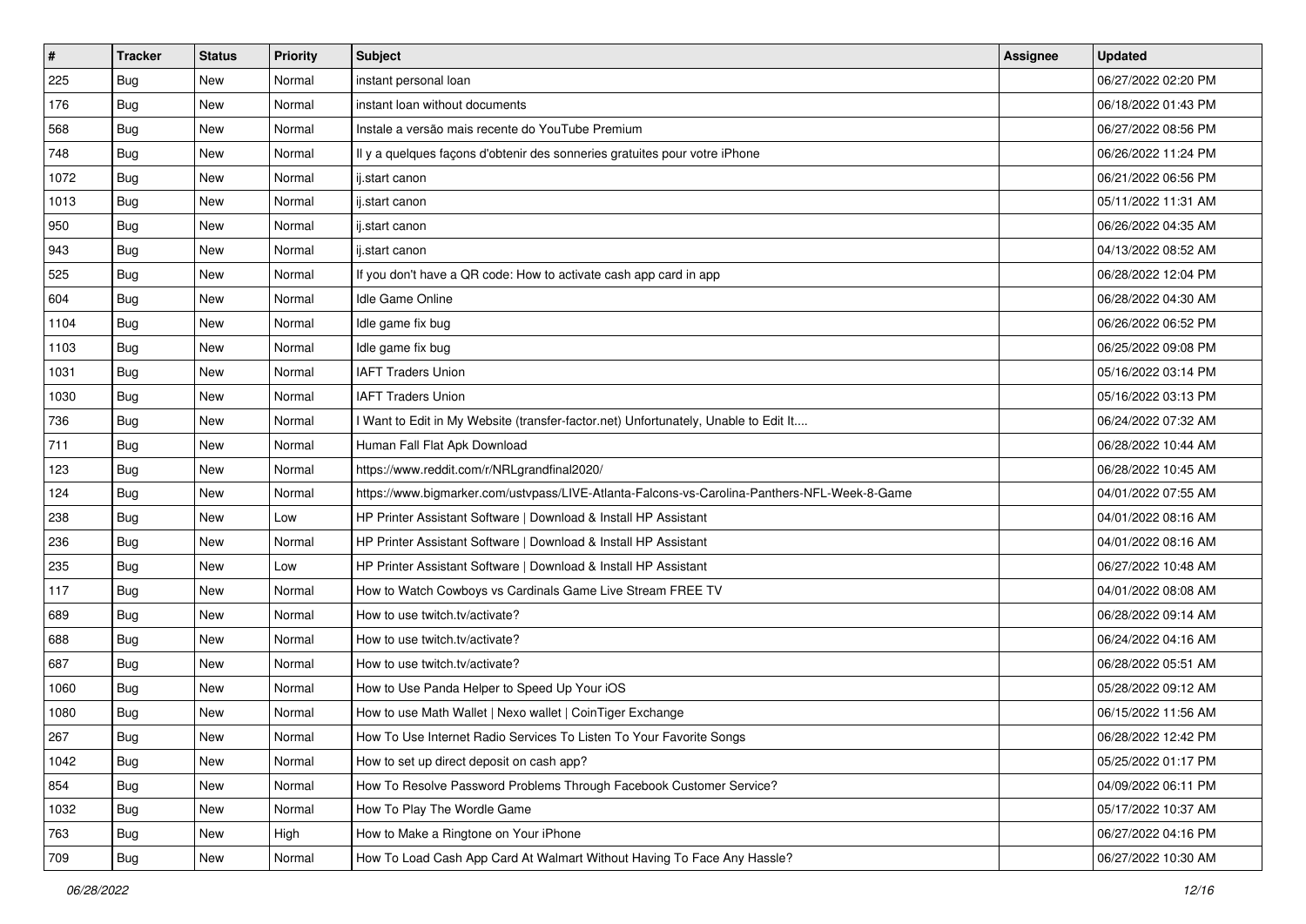| # | Tracker | Status | Priority | Subject | Assignee | Updated |
|---|---|---|---|---|---|---|
| 225 | Bug | New | Normal | instant personal loan | | 06/27/2022 02:20 PM |
| 176 | Bug | New | Normal | instant loan without documents | | 06/18/2022 01:43 PM |
| 568 | Bug | New | Normal | Instale a versão mais recente do YouTube Premium | | 06/27/2022 08:56 PM |
| 748 | Bug | New | Normal | Il y a quelques façons d'obtenir des sonneries gratuites pour votre iPhone | | 06/26/2022 11:24 PM |
| 1072 | Bug | New | Normal | ij.start canon | | 06/21/2022 06:56 PM |
| 1013 | Bug | New | Normal | ij.start canon | | 05/11/2022 11:31 AM |
| 950 | Bug | New | Normal | ij.start canon | | 06/26/2022 04:35 AM |
| 943 | Bug | New | Normal | ij.start canon | | 04/13/2022 08:52 AM |
| 525 | Bug | New | Normal | If you don't have a QR code: How to activate cash app card in app | | 06/28/2022 12:04 PM |
| 604 | Bug | New | Normal | Idle Game Online | | 06/28/2022 04:30 AM |
| 1104 | Bug | New | Normal | Idle game fix bug | | 06/26/2022 06:52 PM |
| 1103 | Bug | New | Normal | Idle game fix bug | | 06/25/2022 09:08 PM |
| 1031 | Bug | New | Normal | IAFT Traders Union | | 05/16/2022 03:14 PM |
| 1030 | Bug | New | Normal | IAFT Traders Union | | 05/16/2022 03:13 PM |
| 736 | Bug | New | Normal | I Want to Edit in My Website (transfer-factor.net) Unfortunately, Unable to Edit It.... | | 06/24/2022 07:32 AM |
| 711 | Bug | New | Normal | Human Fall Flat Apk Download | | 06/28/2022 10:44 AM |
| 123 | Bug | New | Normal | https://www.reddit.com/r/NRLgrandfinal2020/ | | 06/28/2022 10:45 AM |
| 124 | Bug | New | Normal | https://www.bigmarker.com/ustvpass/LIVE-Atlanta-Falcons-vs-Carolina-Panthers-NFL-Week-8-Game | | 04/01/2022 07:55 AM |
| 238 | Bug | New | Low | HP Printer Assistant Software \| Download & Install HP Assistant | | 04/01/2022 08:16 AM |
| 236 | Bug | New | Normal | HP Printer Assistant Software \| Download & Install HP Assistant | | 04/01/2022 08:16 AM |
| 235 | Bug | New | Low | HP Printer Assistant Software \| Download & Install HP Assistant | | 06/27/2022 10:48 AM |
| 117 | Bug | New | Normal | How to Watch Cowboys vs Cardinals Game Live Stream FREE TV | | 04/01/2022 08:08 AM |
| 689 | Bug | New | Normal | How to use twitch.tv/activate? | | 06/28/2022 09:14 AM |
| 688 | Bug | New | Normal | How to use twitch.tv/activate? | | 06/24/2022 04:16 AM |
| 687 | Bug | New | Normal | How to use twitch.tv/activate? | | 06/28/2022 05:51 AM |
| 1060 | Bug | New | Normal | How to Use Panda Helper to Speed Up Your iOS | | 05/28/2022 09:12 AM |
| 1080 | Bug | New | Normal | How to use Math Wallet \| Nexo wallet \| CoinTiger Exchange | | 06/15/2022 11:56 AM |
| 267 | Bug | New | Normal | How To Use Internet Radio Services To Listen To Your Favorite Songs | | 06/28/2022 12:42 PM |
| 1042 | Bug | New | Normal | How to set up direct deposit on cash app? | | 05/25/2022 01:17 PM |
| 854 | Bug | New | Normal | How To Resolve Password Problems Through Facebook Customer Service? | | 04/09/2022 06:11 PM |
| 1032 | Bug | New | Normal | How To Play The Wordle Game | | 05/17/2022 10:37 AM |
| 763 | Bug | New | High | How to Make a Ringtone on Your iPhone | | 06/27/2022 04:16 PM |
| 709 | Bug | New | Normal | How To Load Cash App Card At Walmart Without Having To Face Any Hassle? | | 06/27/2022 10:30 AM |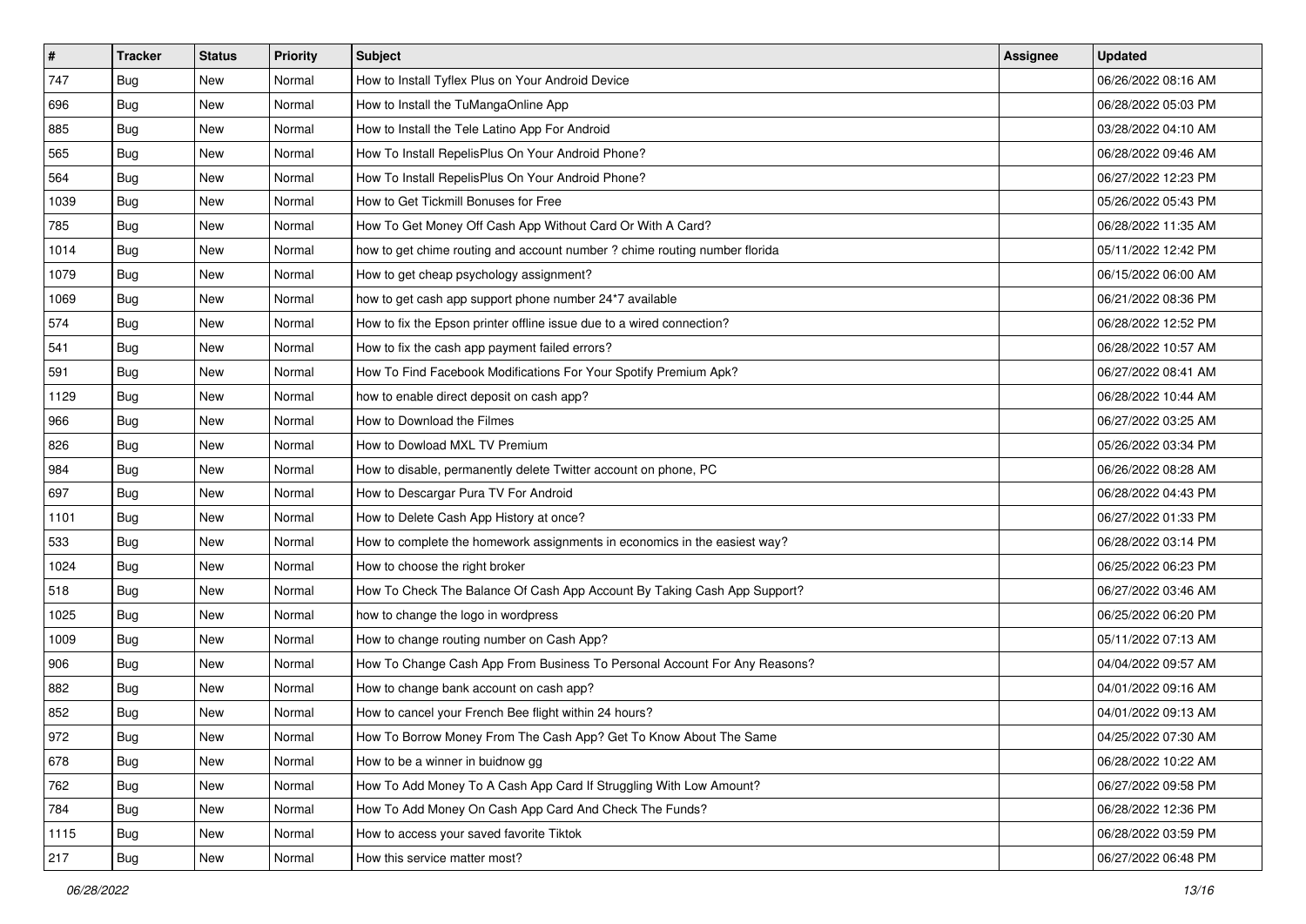| # | Tracker | Status | Priority | Subject | Assignee | Updated |
|---|---|---|---|---|---|---|
| 747 | Bug | New | Normal | How to Install Tyflex Plus on Your Android Device | | 06/26/2022 08:16 AM |
| 696 | Bug | New | Normal | How to Install the TuMangaOnline App | | 06/28/2022 05:03 PM |
| 885 | Bug | New | Normal | How to Install the Tele Latino App For Android | | 03/28/2022 04:10 AM |
| 565 | Bug | New | Normal | How To Install RepelisPlus On Your Android Phone? | | 06/28/2022 09:46 AM |
| 564 | Bug | New | Normal | How To Install RepelisPlus On Your Android Phone? | | 06/27/2022 12:23 PM |
| 1039 | Bug | New | Normal | How to Get Tickmill Bonuses for Free | | 05/26/2022 05:43 PM |
| 785 | Bug | New | Normal | How To Get Money Off Cash App Without Card Or With A Card? | | 06/28/2022 11:35 AM |
| 1014 | Bug | New | Normal | how to get chime routing and account number ? chime routing number florida | | 05/11/2022 12:42 PM |
| 1079 | Bug | New | Normal | How to get cheap psychology assignment? | | 06/15/2022 06:00 AM |
| 1069 | Bug | New | Normal | how to get cash app support phone number 24*7 available | | 06/21/2022 08:36 PM |
| 574 | Bug | New | Normal | How to fix the Epson printer offline issue due to a wired connection? | | 06/28/2022 12:52 PM |
| 541 | Bug | New | Normal | How to fix the cash app payment failed errors? | | 06/28/2022 10:57 AM |
| 591 | Bug | New | Normal | How To Find Facebook Modifications For Your Spotify Premium Apk? | | 06/27/2022 08:41 AM |
| 1129 | Bug | New | Normal | how to enable direct deposit on cash app? | | 06/28/2022 10:44 AM |
| 966 | Bug | New | Normal | How to Download the Filmes | | 06/27/2022 03:25 AM |
| 826 | Bug | New | Normal | How to Dowload MXL TV Premium | | 05/26/2022 03:34 PM |
| 984 | Bug | New | Normal | How to disable, permanently delete Twitter account on phone, PC | | 06/26/2022 08:28 AM |
| 697 | Bug | New | Normal | How to Descargar Pura TV For Android | | 06/28/2022 04:43 PM |
| 1101 | Bug | New | Normal | How to Delete Cash App History at once? | | 06/27/2022 01:33 PM |
| 533 | Bug | New | Normal | How to complete the homework assignments in economics in the easiest way? | | 06/28/2022 03:14 PM |
| 1024 | Bug | New | Normal | How to choose the right broker | | 06/25/2022 06:23 PM |
| 518 | Bug | New | Normal | How To Check The Balance Of Cash App Account By Taking Cash App Support? | | 06/27/2022 03:46 AM |
| 1025 | Bug | New | Normal | how to change the logo in wordpress | | 06/25/2022 06:20 PM |
| 1009 | Bug | New | Normal | How to change routing number on Cash App? | | 05/11/2022 07:13 AM |
| 906 | Bug | New | Normal | How To Change Cash App From Business To Personal Account For Any Reasons? | | 04/04/2022 09:57 AM |
| 882 | Bug | New | Normal | How to change bank account on cash app? | | 04/01/2022 09:16 AM |
| 852 | Bug | New | Normal | How to cancel your French Bee flight within 24 hours? | | 04/01/2022 09:13 AM |
| 972 | Bug | New | Normal | How To Borrow Money From The Cash App? Get To Know About The Same | | 04/25/2022 07:30 AM |
| 678 | Bug | New | Normal | How to be a winner in buidnow gg | | 06/28/2022 10:22 AM |
| 762 | Bug | New | Normal | How To Add Money To A Cash App Card If Struggling With Low Amount? | | 06/27/2022 09:58 PM |
| 784 | Bug | New | Normal | How To Add Money On Cash App Card And Check The Funds? | | 06/28/2022 12:36 PM |
| 1115 | Bug | New | Normal | How to access your saved favorite Tiktok | | 06/28/2022 03:59 PM |
| 217 | Bug | New | Normal | How this service matter most? | | 06/27/2022 06:48 PM |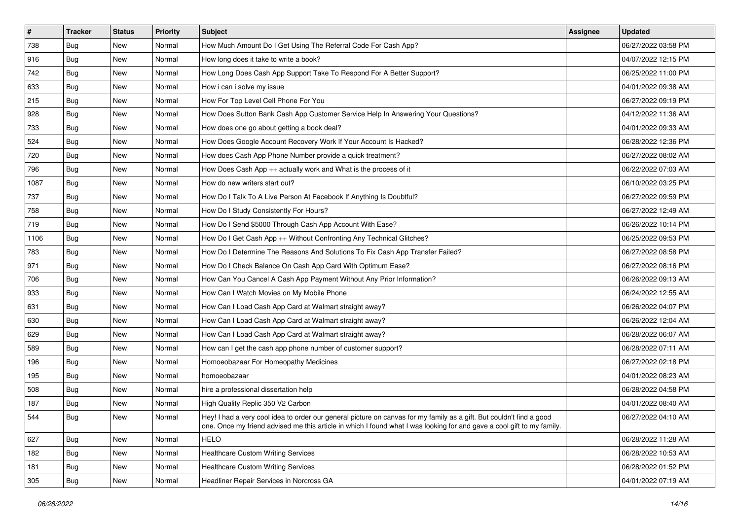| # | Tracker | Status | Priority | Subject | Assignee | Updated |
| --- | --- | --- | --- | --- | --- | --- |
| 738 | Bug | New | Normal | How Much Amount Do I Get Using The Referral Code For Cash App? | | 06/27/2022 03:58 PM |
| 916 | Bug | New | Normal | How long does it take to write a book? | | 04/07/2022 12:15 PM |
| 742 | Bug | New | Normal | How Long Does Cash App Support Take To Respond For A Better Support? | | 06/25/2022 11:00 PM |
| 633 | Bug | New | Normal | How i can i solve my issue | | 04/01/2022 09:38 AM |
| 215 | Bug | New | Normal | How For Top Level Cell Phone For You | | 06/27/2022 09:19 PM |
| 928 | Bug | New | Normal | How Does Sutton Bank Cash App Customer Service Help In Answering Your Questions? | | 04/12/2022 11:36 AM |
| 733 | Bug | New | Normal | How does one go about getting a book deal? | | 04/01/2022 09:33 AM |
| 524 | Bug | New | Normal | How Does Google Account Recovery Work If Your Account Is Hacked? | | 06/28/2022 12:36 PM |
| 720 | Bug | New | Normal | How does Cash App Phone Number provide a quick treatment? | | 06/27/2022 08:02 AM |
| 796 | Bug | New | Normal | How Does Cash App ++ actually work and What is the process of it | | 06/22/2022 07:03 AM |
| 1087 | Bug | New | Normal | How do new writers start out? | | 06/10/2022 03:25 PM |
| 737 | Bug | New | Normal | How Do I Talk To A Live Person At Facebook If Anything Is Doubtful? | | 06/27/2022 09:59 PM |
| 758 | Bug | New | Normal | How Do I Study Consistently For Hours? | | 06/27/2022 12:49 AM |
| 719 | Bug | New | Normal | How Do I Send $5000 Through Cash App Account With Ease? | | 06/26/2022 10:14 PM |
| 1106 | Bug | New | Normal | How Do I Get Cash App ++ Without Confronting Any Technical Glitches? | | 06/25/2022 09:53 PM |
| 783 | Bug | New | Normal | How Do I Determine The Reasons And Solutions To Fix Cash App Transfer Failed? | | 06/27/2022 08:58 PM |
| 971 | Bug | New | Normal | How Do I Check Balance On Cash App Card With Optimum Ease? | | 06/27/2022 08:16 PM |
| 706 | Bug | New | Normal | How Can You Cancel A Cash App Payment Without Any Prior Information? | | 06/26/2022 09:13 AM |
| 933 | Bug | New | Normal | How Can I Watch Movies on My Mobile Phone | | 06/24/2022 12:55 AM |
| 631 | Bug | New | Normal | How Can I Load Cash App Card at Walmart straight away? | | 06/26/2022 04:07 PM |
| 630 | Bug | New | Normal | How Can I Load Cash App Card at Walmart straight away? | | 06/26/2022 12:04 AM |
| 629 | Bug | New | Normal | How Can I Load Cash App Card at Walmart straight away? | | 06/28/2022 06:07 AM |
| 589 | Bug | New | Normal | How can I get the cash app phone number of customer support? | | 06/28/2022 07:11 AM |
| 196 | Bug | New | Normal | Homoeobazaar For Homeopathy Medicines | | 06/27/2022 02:18 PM |
| 195 | Bug | New | Normal | homoeobazaar | | 04/01/2022 08:23 AM |
| 508 | Bug | New | Normal | hire a professional dissertation help | | 06/28/2022 04:58 PM |
| 187 | Bug | New | Normal | High Quality Replic 350 V2 Carbon | | 04/01/2022 08:40 AM |
| 544 | Bug | New | Normal | Hey! I had a very cool idea to order our general picture on canvas for my family as a gift. But couldn't find a good one. Once my friend advised me this article in which I found what I was looking for and gave a cool gift to my family. | | 06/27/2022 04:10 AM |
| 627 | Bug | New | Normal | HELO | | 06/28/2022 11:28 AM |
| 182 | Bug | New | Normal | Healthcare Custom Writing Services | | 06/28/2022 10:53 AM |
| 181 | Bug | New | Normal | Healthcare Custom Writing Services | | 06/28/2022 01:52 PM |
| 305 | Bug | New | Normal | Headliner Repair Services in Norcross GA | | 04/01/2022 07:19 AM |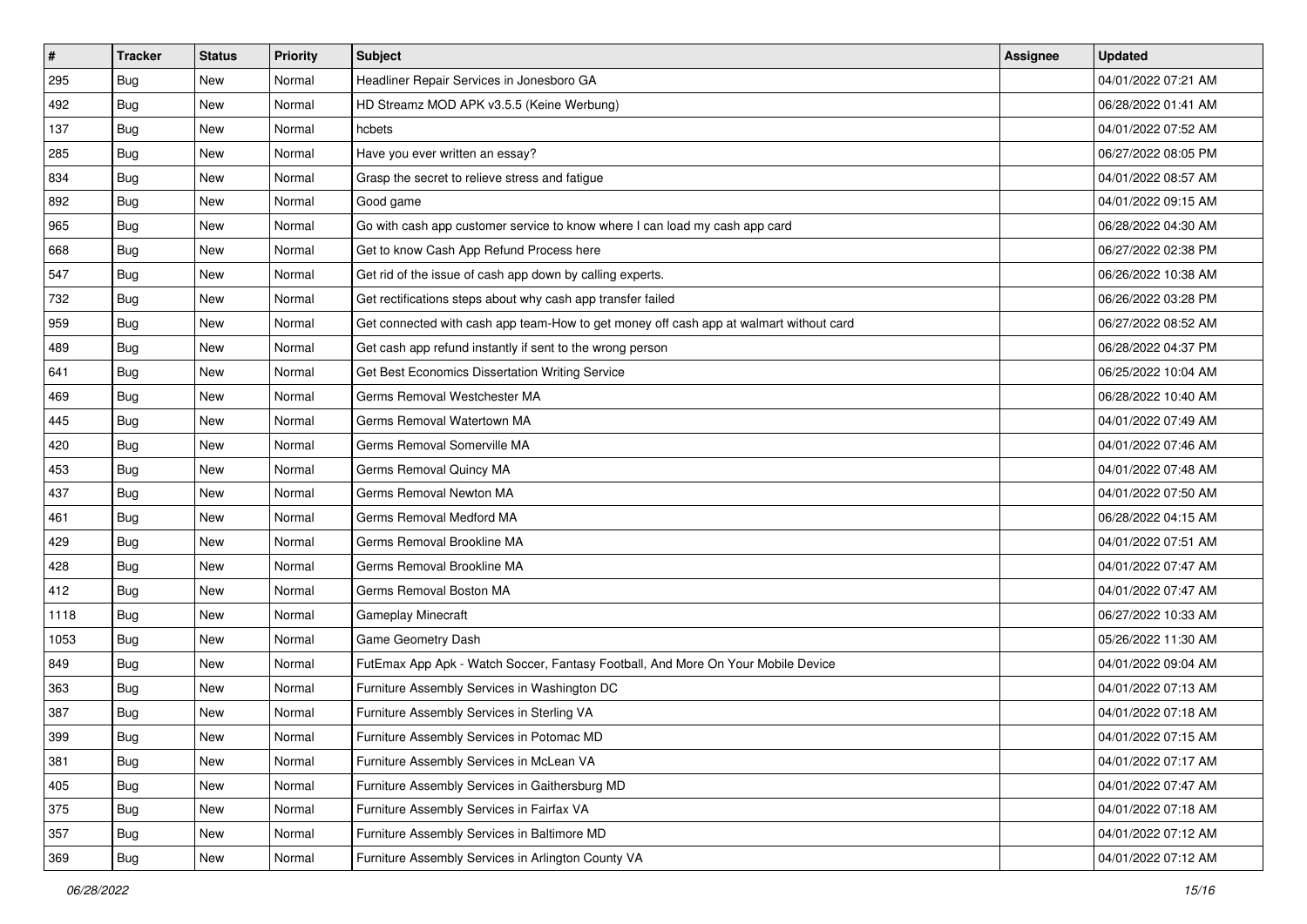| # | Tracker | Status | Priority | Subject | Assignee | Updated |
|---|---|---|---|---|---|---|
| 295 | Bug | New | Normal | Headliner Repair Services in Jonesboro GA | | 04/01/2022 07:21 AM |
| 492 | Bug | New | Normal | HD Streamz MOD APK v3.5.5 (Keine Werbung) | | 06/28/2022 01:41 AM |
| 137 | Bug | New | Normal | hcbets | | 04/01/2022 07:52 AM |
| 285 | Bug | New | Normal | Have you ever written an essay? | | 06/27/2022 08:05 PM |
| 834 | Bug | New | Normal | Grasp the secret to relieve stress and fatigue | | 04/01/2022 08:57 AM |
| 892 | Bug | New | Normal | Good game | | 04/01/2022 09:15 AM |
| 965 | Bug | New | Normal | Go with cash app customer service to know where I can load my cash app card | | 06/28/2022 04:30 AM |
| 668 | Bug | New | Normal | Get to know Cash App Refund Process here | | 06/27/2022 02:38 PM |
| 547 | Bug | New | Normal | Get rid of the issue of cash app down by calling experts. | | 06/26/2022 10:38 AM |
| 732 | Bug | New | Normal | Get rectifications steps about why cash app transfer failed | | 06/26/2022 03:28 PM |
| 959 | Bug | New | Normal | Get connected with cash app team-How to get money off cash app at walmart without card | | 06/27/2022 08:52 AM |
| 489 | Bug | New | Normal | Get cash app refund instantly if sent to the wrong person | | 06/28/2022 04:37 PM |
| 641 | Bug | New | Normal | Get Best Economics Dissertation Writing Service | | 06/25/2022 10:04 AM |
| 469 | Bug | New | Normal | Germs Removal Westchester MA | | 06/28/2022 10:40 AM |
| 445 | Bug | New | Normal | Germs Removal Watertown MA | | 04/01/2022 07:49 AM |
| 420 | Bug | New | Normal | Germs Removal Somerville MA | | 04/01/2022 07:46 AM |
| 453 | Bug | New | Normal | Germs Removal Quincy MA | | 04/01/2022 07:48 AM |
| 437 | Bug | New | Normal | Germs Removal Newton MA | | 04/01/2022 07:50 AM |
| 461 | Bug | New | Normal | Germs Removal Medford MA | | 06/28/2022 04:15 AM |
| 429 | Bug | New | Normal | Germs Removal Brookline MA | | 04/01/2022 07:51 AM |
| 428 | Bug | New | Normal | Germs Removal Brookline MA | | 04/01/2022 07:47 AM |
| 412 | Bug | New | Normal | Germs Removal Boston MA | | 04/01/2022 07:47 AM |
| 1118 | Bug | New | Normal | Gameplay Minecraft | | 06/27/2022 10:33 AM |
| 1053 | Bug | New | Normal | Game Geometry Dash | | 05/26/2022 11:30 AM |
| 849 | Bug | New | Normal | FutEmax App Apk - Watch Soccer, Fantasy Football, And More On Your Mobile Device | | 04/01/2022 09:04 AM |
| 363 | Bug | New | Normal | Furniture Assembly Services in Washington DC | | 04/01/2022 07:13 AM |
| 387 | Bug | New | Normal | Furniture Assembly Services in Sterling VA | | 04/01/2022 07:18 AM |
| 399 | Bug | New | Normal | Furniture Assembly Services in Potomac MD | | 04/01/2022 07:15 AM |
| 381 | Bug | New | Normal | Furniture Assembly Services in McLean VA | | 04/01/2022 07:17 AM |
| 405 | Bug | New | Normal | Furniture Assembly Services in Gaithersburg MD | | 04/01/2022 07:47 AM |
| 375 | Bug | New | Normal | Furniture Assembly Services in Fairfax VA | | 04/01/2022 07:18 AM |
| 357 | Bug | New | Normal | Furniture Assembly Services in Baltimore MD | | 04/01/2022 07:12 AM |
| 369 | Bug | New | Normal | Furniture Assembly Services in Arlington County VA | | 04/01/2022 07:12 AM |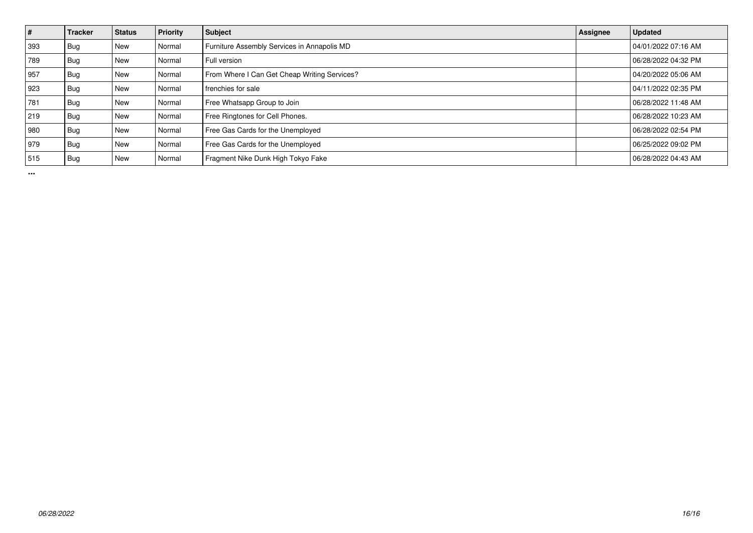| # | Tracker | Status | Priority | Subject | Assignee | Updated |
|---|---|---|---|---|---|---|
| 393 | Bug | New | Normal | Furniture Assembly Services in Annapolis MD | | 04/01/2022 07:16 AM |
| 789 | Bug | New | Normal | Full version | | 06/28/2022 04:32 PM |
| 957 | Bug | New | Normal | From Where I Can Get Cheap Writing Services? | | 04/20/2022 05:06 AM |
| 923 | Bug | New | Normal | frenchies for sale | | 04/11/2022 02:35 PM |
| 781 | Bug | New | Normal | Free Whatsapp Group to Join | | 06/28/2022 11:48 AM |
| 219 | Bug | New | Normal | Free Ringtones for Cell Phones. | | 06/28/2022 10:23 AM |
| 980 | Bug | New | Normal | Free Gas Cards for the Unemployed | | 06/28/2022 02:54 PM |
| 979 | Bug | New | Normal | Free Gas Cards for the Unemployed | | 06/25/2022 09:02 PM |
| 515 | Bug | New | Normal | Fragment Nike Dunk High Tokyo Fake | | 06/28/2022 04:43 AM |

...